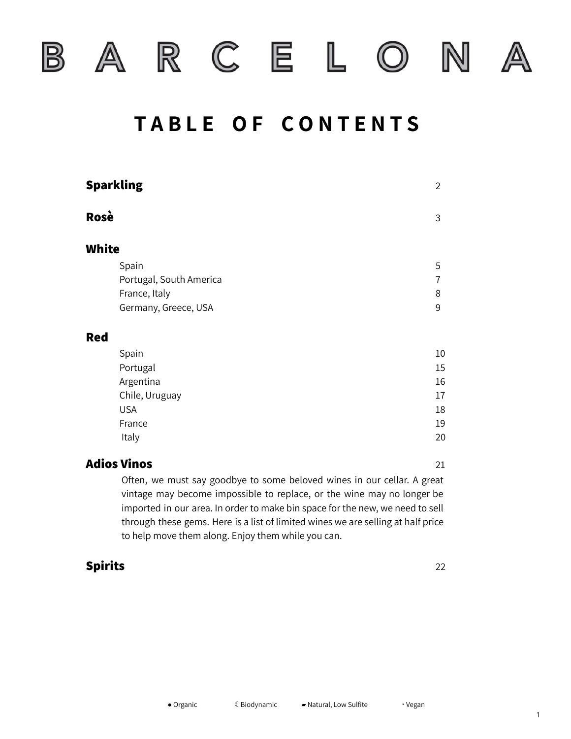# BARCELONA

## TABLE OF CONTENTS

| | |
|---|---|
| **Sparkling** | 2 |
| **Rosè** | 3 |
| **White** | |
| Spain | 5 |
| Portugal, South America | 7 |
| France, Italy | 8 |
| Germany, Greece, USA | 9 |
| **Red** | |
| Spain | 10 |
| Portugal | 15 |
| Argentina | 16 |
| Chile, Uruguay | 17 |
| USA | 18 |
| France | 19 |
| Italy | 20 |
| **Adios Vinos** | 21 |

Often, we must say goodbye to some beloved wines in our cellar. A great vintage may become impossible to replace, or the wine may no longer be imported in our area. In order to make bin space for the new, we need to sell through these gems. Here is a list of limited wines we are selling at half price to help move them along. Enjoy them while you can.

| | |
|---|---|
| **Spirits** | 22 |

● Organic ☾ Biodynamic ▰ Natural, Low Sulfite ‣ Vegan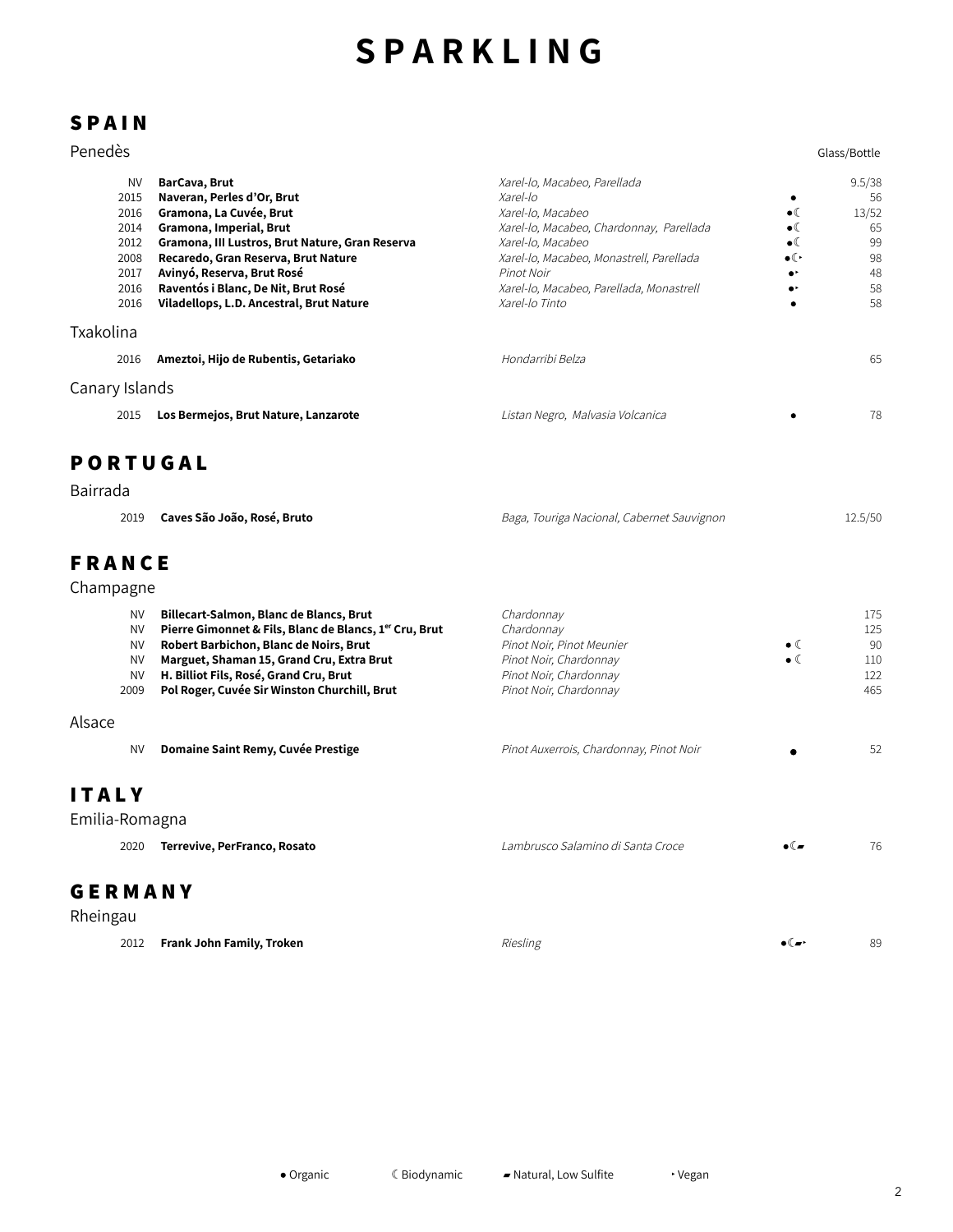# SPARKLING

## SPAIN

### Penedès

| Vintage | Wine | Grapes | | Glass/Bottle |
|---|---|---|---|---|
| NV | **BarCava, Brut** | *Xarel-lo, Macabeo, Parellada* | | 9.5/38 |
| 2015 | **Naveran, Perles d'Or, Brut** | *Xarel-lo* | ● | 56 |
| 2016 | **Gramona, La Cuvée, Brut** | *Xarel-lo, Macabeo* | ●☾ | 13/52 |
| 2014 | **Gramona, Imperial, Brut** | *Xarel-lo, Macabeo, Chardonnay, Parellada* | ●☾ | 65 |
| 2012 | **Gramona, III Lustros, Brut Nature, Gran Reserva** | *Xarel-lo, Macabeo* | ●☾ | 99 |
| 2008 | **Recaredo, Gran Reserva, Brut Nature** | *Xarel-lo, Macabeo, Monastrell, Parellada* | ●☾‣ | 98 |
| 2017 | **Avinyó, Reserva, Brut Rosé** | *Pinot Noir* | ●‣ | 48 |
| 2016 | **Raventós i Blanc, De Nit, Brut Rosé** | *Xarel-lo, Macabeo, Parellada, Monastrell* | ●‣ | 58 |
| 2016 | **Viladellops, L.D. Ancestral, Brut Nature** | *Xarel-lo Tinto* | ● | 58 |

### Txakolina

| Vintage | Wine | Grapes | | Price |
|---|---|---|---|---|
| 2016 | **Ameztoi, Hijo de Rubentis, Getariako** | *Hondarribi Belza* | | 65 |

### Canary Islands

| Vintage | Wine | Grapes | | Price |
|---|---|---|---|---|
| 2015 | **Los Bermejos, Brut Nature, Lanzarote** | *Listan Negro, Malvasia Volcanica* | ● | 78 |

## PORTUGAL

### Bairrada

| Vintage | Wine | Grapes | | Price |
|---|---|---|---|---|
| 2019 | **Caves São João, Rosé, Bruto** | *Baga, Touriga Nacional, Cabernet Sauvignon* | | 12.5/50 |

## FRANCE

### Champagne

| Vintage | Wine | Grapes | | Price |
|---|---|---|---|---|
| NV | **Billecart-Salmon, Blanc de Blancs, Brut** | *Chardonnay* | | 175 |
| NV | **Pierre Gimonnet & Fils, Blanc de Blancs, 1[er] Cru, Brut** | *Chardonnay* | | 125 |
| NV | **Robert Barbichon, Blanc de Noirs, Brut** | *Pinot Noir, Pinot Meunier* | ● ☾ | 90 |
| NV | **Marguet, Shaman 15, Grand Cru, Extra Brut** | *Pinot Noir, Chardonnay* | ● ☾ | 110 |
| NV | **H. Billiot Fils, Rosé, Grand Cru, Brut** | *Pinot Noir, Chardonnay* | | 122 |
| 2009 | **Pol Roger, Cuvée Sir Winston Churchill, Brut** | *Pinot Noir, Chardonnay* | | 465 |

### Alsace

| Vintage | Wine | Grapes | | Price |
|---|---|---|---|---|
| NV | **Domaine Saint Remy, Cuvée Prestige** | *Pinot Auxerrois, Chardonnay, Pinot Noir* | ● | 52 |

## ITALY

### Emilia-Romagna

| Vintage | Wine | Grapes | | Price |
|---|---|---|---|---|
| 2020 | **Terrevive, PerFranco, Rosato** | *Lambrusco Salamino di Santa Croce* | ●☾▰ | 76 |

## GERMANY

### Rheingau

| Vintage | Wine | Grapes | | Price |
|---|---|---|---|---|
| 2012 | **Frank John Family, Troken** | *Riesling* | ●☾▰‣ | 89 |

● Organic ☾ Biodynamic ▰ Natural, Low Sulfite ‣ Vegan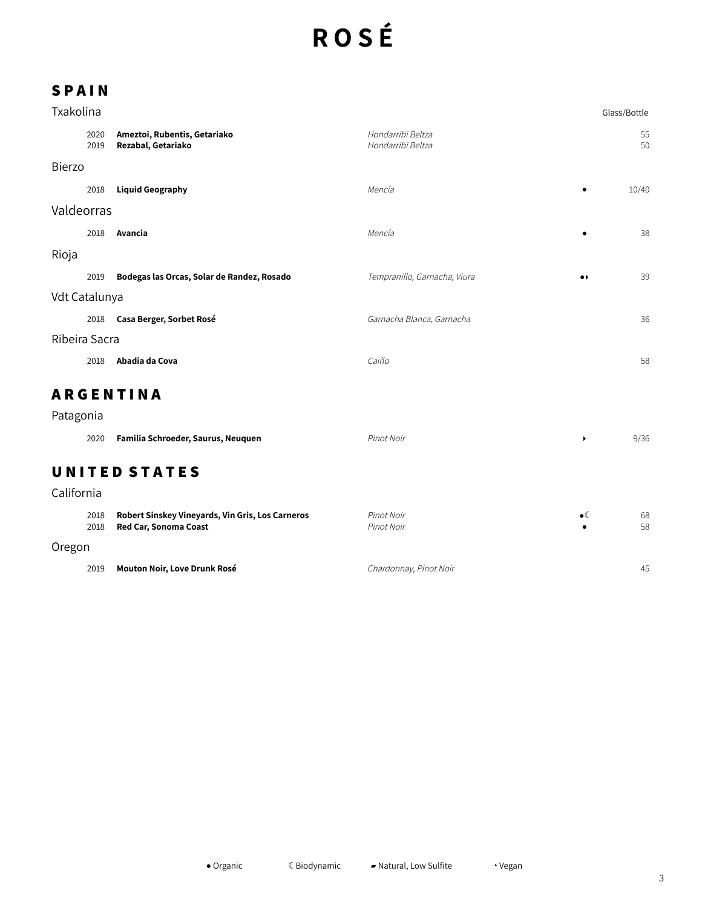# ROSÉ

## SPAIN

### Txakolina

| Vintage | Wine | Grape | | Glass/Bottle |
|---|---|---|---|---|
| 2020 | **Ameztoi, Rubentis, Getariako** | *Hondarribi Beltza* | | 55 |
| 2019 | **Rezabal, Getariako** | *Hondarribi Beltza* | | 50 |

### Bierzo

| Vintage | Wine | Grape | | Glass/Bottle |
|---|---|---|---|---|
| 2018 | **Liquid Geography** | *Mencía* | ● | 10/40 |

### Valdeorras

| Vintage | Wine | Grape | | Glass/Bottle |
|---|---|---|---|---|
| 2018 | **Avancia** | *Mencía* | ● | 38 |

### Rioja

| Vintage | Wine | Grape | | Glass/Bottle |
|---|---|---|---|---|
| 2019 | **Bodegas las Orcas, Solar de Randez, Rosado** | *Tempranillo, Garnacha, Viura* | ●‣ | 39 |

### Vdt Catalunya

| Vintage | Wine | Grape | | Glass/Bottle |
|---|---|---|---|---|
| 2018 | **Casa Berger, Sorbet Rosé** | *Garnacha Blanca, Garnacha* | | 36 |

### Ribeira Sacra

| Vintage | Wine | Grape | | Glass/Bottle |
|---|---|---|---|---|
| 2018 | **Abadia da Cova** | *Caiño* | | 58 |

## ARGENTINA

### Patagonia

| Vintage | Wine | Grape | | Glass/Bottle |
|---|---|---|---|---|
| 2020 | **Familia Schroeder, Saurus, Neuquen** | *Pinot Noir* | ‣ | 9/36 |

## UNITED STATES

### California

| Vintage | Wine | Grape | | Glass/Bottle |
|---|---|---|---|---|
| 2018 | **Robert Sinskey Vineyards, Vin Gris, Los Carneros** | *Pinot Noir* | ●☾ | 68 |
| 2018 | **Red Car, Sonoma Coast** | *Pinot Noir* | ● | 58 |

### Oregon

| Vintage | Wine | Grape | | Glass/Bottle |
|---|---|---|---|---|
| 2019 | **Mouton Noir, Love Drunk Rosé** | *Chardonnay, Pinot Noir* | | 45 |

● Organic ☾ Biodynamic ▰ Natural, Low Sulfite ‣ Vegan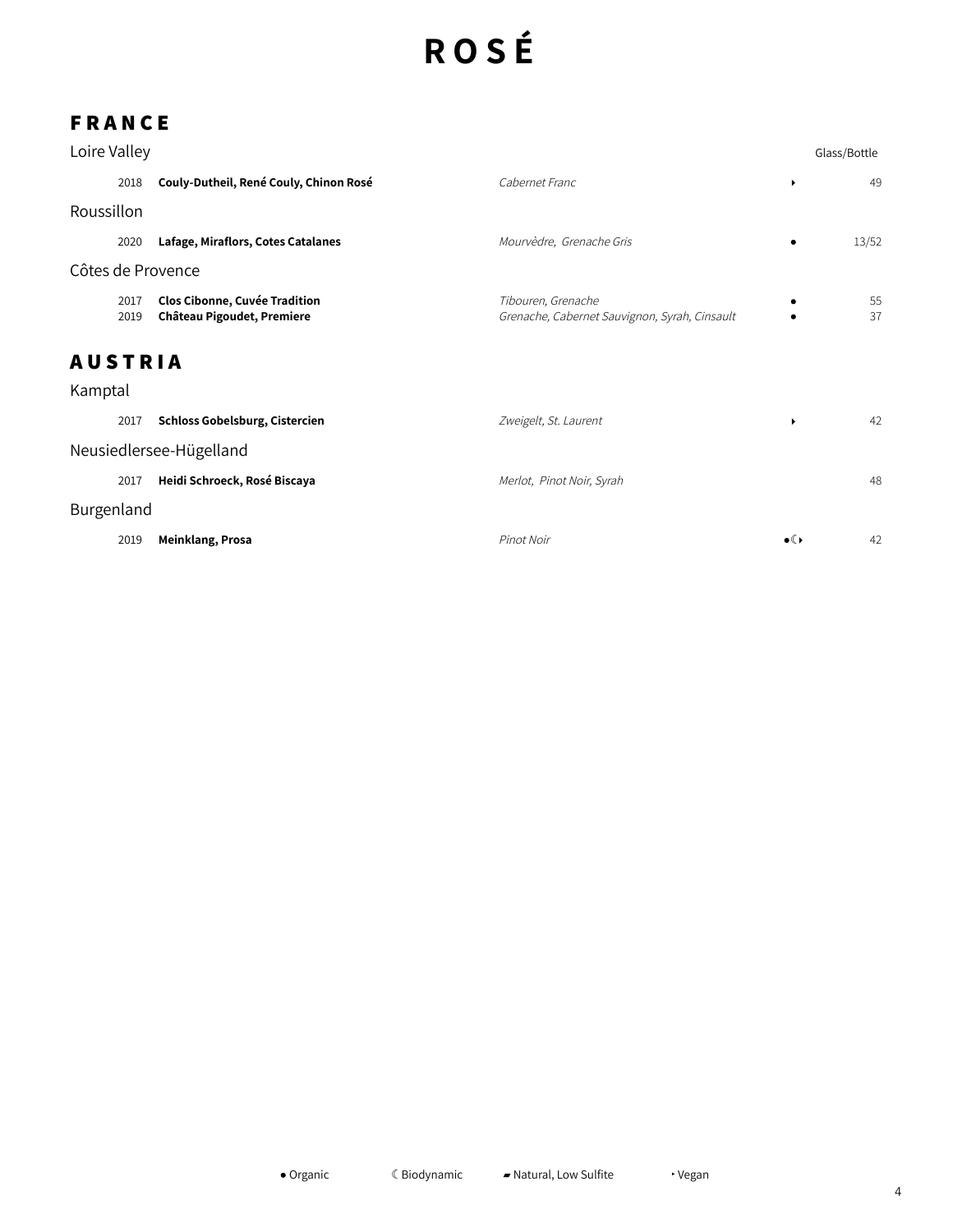# ROSÉ

## FRANCE

### Loire Valley

| Vintage | Wine | Grape | | Glass/Bottle |
|---|---|---|---|---|
| 2018 | **Couly-Dutheil, René Couly, Chinon Rosé** | *Cabernet Franc* | ‣ | 49 |

### Roussillon

| Vintage | Wine | Grape | | Glass/Bottle |
|---|---|---|---|---|
| 2020 | **Lafage, Miraflors, Cotes Catalanes** | *Mourvèdre, Grenache Gris* | ● | 13/52 |

### Côtes de Provence

| Vintage | Wine | Grape | | Glass/Bottle |
|---|---|---|---|---|
| 2017 | **Clos Cibonne, Cuvée Tradition** | *Tibouren, Grenache* | ● | 55 |
| 2019 | **Château Pigoudet, Premiere** | *Grenache, Cabernet Sauvignon, Syrah, Cinsault* | ● | 37 |

## AUSTRIA

### Kamptal

| Vintage | Wine | Grape | | Glass/Bottle |
|---|---|---|---|---|
| 2017 | **Schloss Gobelsburg, Cistercien** | *Zweigelt, St. Laurent* | ‣ | 42 |

### Neusiedlersee-Hügelland

| Vintage | Wine | Grape | | Glass/Bottle |
|---|---|---|---|---|
| 2017 | **Heidi Schroeck, Rosé Biscaya** | *Merlot, Pinot Noir, Syrah* | | 48 |

### Burgenland

| Vintage | Wine | Grape | | Glass/Bottle |
|---|---|---|---|---|
| 2019 | **Meinklang, Prosa** | *Pinot Noir* | ●☾‣ | 42 |

● Organic ☾ Biodynamic ▰ Natural, Low Sulfite ‣ Vegan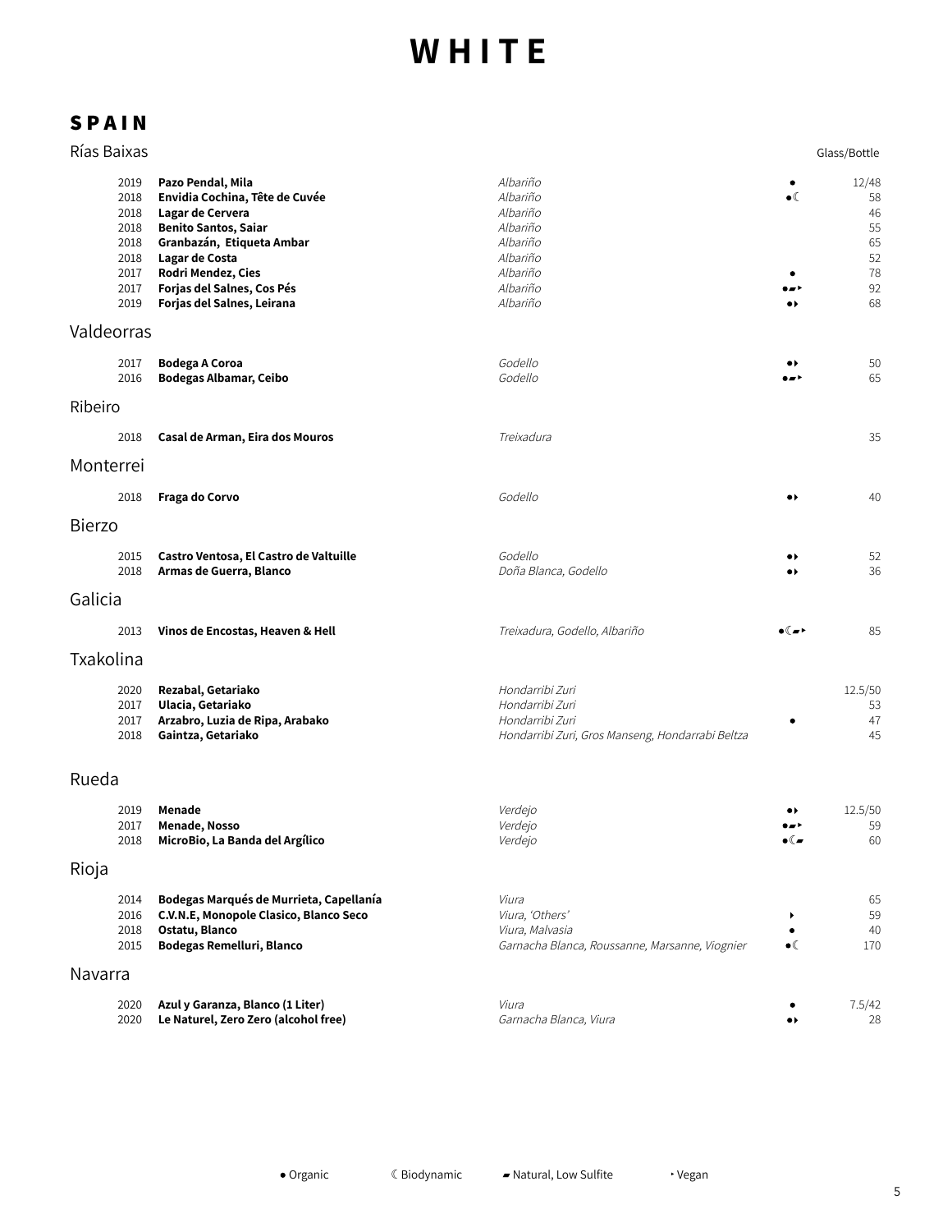# WHITE

## SPAIN

### Rías Baixas

| Vintage | Wine | Grape | | Glass/Bottle |
|---|---|---|---|---|
| 2019 | **Pazo Pendal, Mila** | *Albariño* | ● | 12/48 |
| 2018 | **Envidia Cochina, Tête de Cuvée** | *Albariño* | ●☾ | 58 |
| 2018 | **Lagar de Cervera** | *Albariño* | | 46 |
| 2018 | **Benito Santos, Saiar** | *Albariño* | | 55 |
| 2018 | **Granbazán, Etiqueta Ambar** | *Albariño* | | 65 |
| 2018 | **Lagar de Costa** | *Albariño* | | 52 |
| 2017 | **Rodri Mendez, Cies** | *Albariño* | ● | 78 |
| 2017 | **Forjas del Salnes, Cos Pés** | *Albariño* | ●▰‣ | 92 |
| 2019 | **Forjas del Salnes, Leirana** | *Albariño* | ●‣ | 68 |

### Valdeorras

| Vintage | Wine | Grape | | Price |
|---|---|---|---|---|
| 2017 | **Bodega A Coroa** | *Godello* | ●‣ | 50 |
| 2016 | **Bodegas Albamar, Ceibo** | *Godello* | ●▰‣ | 65 |

### Ribeiro

| Vintage | Wine | Grape | | Price |
|---|---|---|---|---|
| 2018 | **Casal de Arman, Eira dos Mouros** | *Treixadura* | | 35 |

### Monterrei

| Vintage | Wine | Grape | | Price |
|---|---|---|---|---|
| 2018 | **Fraga do Corvo** | *Godello* | ●‣ | 40 |

### Bierzo

| Vintage | Wine | Grape | | Price |
|---|---|---|---|---|
| 2015 | **Castro Ventosa, El Castro de Valtuille** | *Godello* | ●‣ | 52 |
| 2018 | **Armas de Guerra, Blanco** | *Doña Blanca, Godello* | ●‣ | 36 |

### Galicia

| Vintage | Wine | Grape | | Price |
|---|---|---|---|---|
| 2013 | **Vinos de Encostas, Heaven & Hell** | *Treixadura, Godello, Albariño* | ●☾▰‣ | 85 |

### Txakolina

| Vintage | Wine | Grape | | Price |
|---|---|---|---|---|
| 2020 | **Rezabal, Getariako** | *Hondarribi Zuri* | | 12.5/50 |
| 2017 | **Ulacia, Getariako** | *Hondarribi Zuri* | | 53 |
| 2017 | **Arzabro, Luzia de Ripa, Arabako** | *Hondarribi Zuri* | ● | 47 |
| 2018 | **Gaintza, Getariako** | *Hondarribi Zuri, Gros Manseng, Hondarrabi Beltza* | | 45 |

### Rueda

| Vintage | Wine | Grape | | Price |
|---|---|---|---|---|
| 2019 | **Menade** | *Verdejo* | ●‣ | 12.5/50 |
| 2017 | **Menade, Nosso** | *Verdejo* | ●▰‣ | 59 |
| 2018 | **MicroBio, La Banda del Argílico** | *Verdejo* | ●☾▰ | 60 |

### Rioja

| Vintage | Wine | Grape | | Price |
|---|---|---|---|---|
| 2014 | **Bodegas Marqués de Murrieta, Capellanía** | *Viura* | | 65 |
| 2016 | **C.V.N.E, Monopole Clasico, Blanco Seco** | *Viura, 'Others'* | ‣ | 59 |
| 2018 | **Ostatu, Blanco** | *Viura, Malvasia* | ● | 40 |
| 2015 | **Bodegas Remelluri, Blanco** | *Garnacha Blanca, Roussanne, Marsanne, Viognier* | ●☾ | 170 |

### Navarra

| Vintage | Wine | Grape | | Price |
|---|---|---|---|---|
| 2020 | **Azul y Garanza, Blanco (1 Liter)** | *Viura* | ● | 7.5/42 |
| 2020 | **Le Naturel, Zero Zero (alcohol free)** | *Garnacha Blanca, Viura* | ●‣ | 28 |

● Organic ☾ Biodynamic ▰ Natural, Low Sulfite ‣ Vegan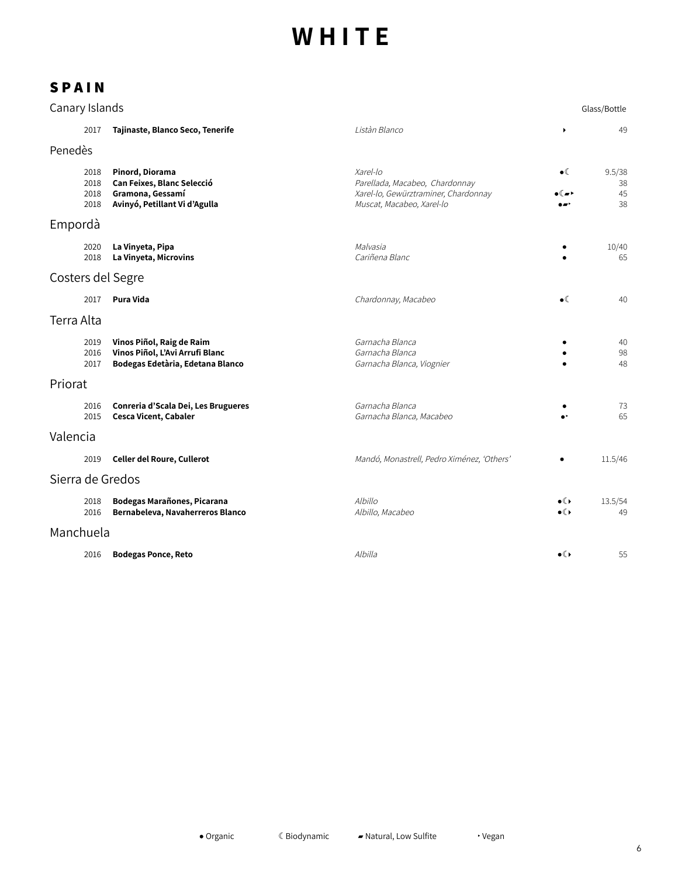# WHITE

## SPAIN

### Canary Islands

| Vintage | Wine | Grape | | Glass/Bottle |
|---|---|---|---|---|
| 2017 | **Tajinaste, Blanco Seco, Tenerife** | *Listàn Blanco* | ‣ | 49 |

### Penedès

| Vintage | Wine | Grape | | Glass/Bottle |
|---|---|---|---|---|
| 2018 | **Pinord, Diorama** | *Xarel-lo* | ●☾ | 9.5/38 |
| 2018 | **Can Feixes, Blanc Selecció** | *Parellada, Macabeo, Chardonnay* | | 38 |
| 2018 | **Gramona, Gessamí** | *Xarel-lo, Gewürztraminer, Chardonnay* | ●☾▰‣ | 45 |
| 2018 | **Avinyó, Petillant Vi d'Agulla** | *Muscat, Macabeo, Xarel-lo* | ●▰‣ | 38 |

### Empordà

| Vintage | Wine | Grape | | Glass/Bottle |
|---|---|---|---|---|
| 2020 | **La Vinyeta, Pipa** | *Malvasia* | ● | 10/40 |
| 2018 | **La Vinyeta, Microvins** | *Cariñena Blanc* | ● | 65 |

### Costers del Segre

| Vintage | Wine | Grape | | Glass/Bottle |
|---|---|---|---|---|
| 2017 | **Pura Vida** | *Chardonnay, Macabeo* | ●☾ | 40 |

### Terra Alta

| Vintage | Wine | Grape | | Glass/Bottle |
|---|---|---|---|---|
| 2019 | **Vinos Piñol, Raig de Raim** | *Garnacha Blanca* | ● | 40 |
| 2016 | **Vinos Piñol, L'Avi Arrufi Blanc** | *Garnacha Blanca* | ● | 98 |
| 2017 | **Bodegas Edetària, Edetana Blanco** | *Garnacha Blanca, Viognier* | ● | 48 |

### Priorat

| Vintage | Wine | Grape | | Glass/Bottle |
|---|---|---|---|---|
| 2016 | **Conreria d'Scala Dei, Les Brugueres** | *Garnacha Blanca* | ● | 73 |
| 2015 | **Cesca Vicent, Cabaler** | *Garnacha Blanca, Macabeo* | ●‣ | 65 |

### Valencia

| Vintage | Wine | Grape | | Glass/Bottle |
|---|---|---|---|---|
| 2019 | **Celler del Roure, Cullerot** | *Mandó, Monastrell, Pedro Ximénez, 'Others'* | ● | 11.5/46 |

### Sierra de Gredos

| Vintage | Wine | Grape | | Glass/Bottle |
|---|---|---|---|---|
| 2018 | **Bodegas Marañones, Picarana** | *Albillo* | ●☾‣ | 13.5/54 |
| 2016 | **Bernabeleva, Navaherreros Blanco** | *Albillo, Macabeo* | ●☾‣ | 49 |

### Manchuela

| Vintage | Wine | Grape | | Glass/Bottle |
|---|---|---|---|---|
| 2016 | **Bodegas Ponce, Reto** | *Albilla* | ●☾‣ | 55 |

● Organic ☾ Biodynamic ▰ Natural, Low Sulfite ‣ Vegan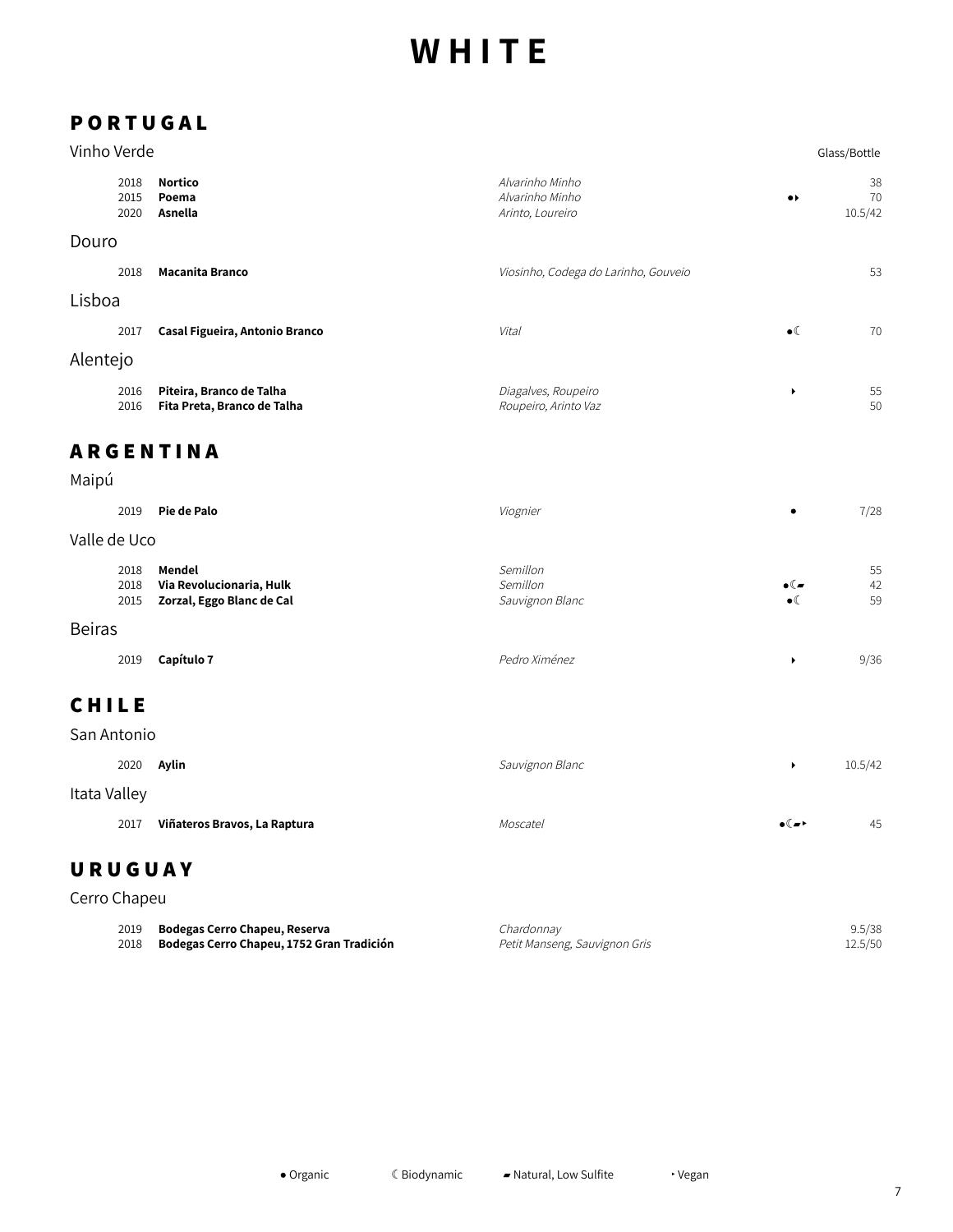# WHITE

## PORTUGAL

### Vinho Verde

| Year | Wine | Grape | | Glass/Bottle |
|---|---|---|---|---|
| 2018 | **Nortico** | *Alvarinho Minho* | | 38 |
| 2015 | **Poema** | *Alvarinho Minho* | ●‣ | 70 |
| 2020 | **Asnella** | *Arinto, Loureiro* | | 10.5/42 |

### Douro

| Year | Wine | Grape | | Glass/Bottle |
|---|---|---|---|---|
| 2018 | **Macanita Branco** | *Viosinho, Codega do Larinho, Gouveio* | | 53 |

### Lisboa

| Year | Wine | Grape | | Glass/Bottle |
|---|---|---|---|---|
| 2017 | **Casal Figueira, Antonio Branco** | *Vital* | ●☾ | 70 |

### Alentejo

| Year | Wine | Grape | | Glass/Bottle |
|---|---|---|---|---|
| 2016 | **Piteira, Branco de Talha** | *Diagalves, Roupeiro* | ‣ | 55 |
| 2016 | **Fita Preta, Branco de Talha** | *Roupeiro, Arinto Vaz* | | 50 |

## ARGENTINA

### Maipú

| Year | Wine | Grape | | Glass/Bottle |
|---|---|---|---|---|
| 2019 | **Pie de Palo** | *Viognier* | ● | 7/28 |

### Valle de Uco

| Year | Wine | Grape | | Glass/Bottle |
|---|---|---|---|---|
| 2018 | **Mendel** | *Semillon* | | 55 |
| 2018 | **Via Revolucionaria, Hulk** | *Semillon* | ●☾▰ | 42 |
| 2015 | **Zorzal, Eggo Blanc de Cal** | *Sauvignon Blanc* | ●☾ | 59 |

### Beiras

| Year | Wine | Grape | | Glass/Bottle |
|---|---|---|---|---|
| 2019 | **Capítulo 7** | *Pedro Ximénez* | ‣ | 9/36 |

## CHILE

### San Antonio

| Year | Wine | Grape | | Glass/Bottle |
|---|---|---|---|---|
| 2020 | **Aylin** | *Sauvignon Blanc* | ‣ | 10.5/42 |

### Itata Valley

| Year | Wine | Grape | | Glass/Bottle |
|---|---|---|---|---|
| 2017 | **Viñateros Bravos, La Raptura** | *Moscatel* | ●☾▰‣ | 45 |

## URUGUAY

### Cerro Chapeu

| Year | Wine | Grape | | Glass/Bottle |
|---|---|---|---|---|
| 2019 | **Bodegas Cerro Chapeu, Reserva** | *Chardonnay* | | 9.5/38 |
| 2018 | **Bodegas Cerro Chapeu, 1752 Gran Tradición** | *Petit Manseng, Sauvignon Gris* | | 12.5/50 |

● Organic　☾ Biodynamic　▰ Natural, Low Sulfite　‣ Vegan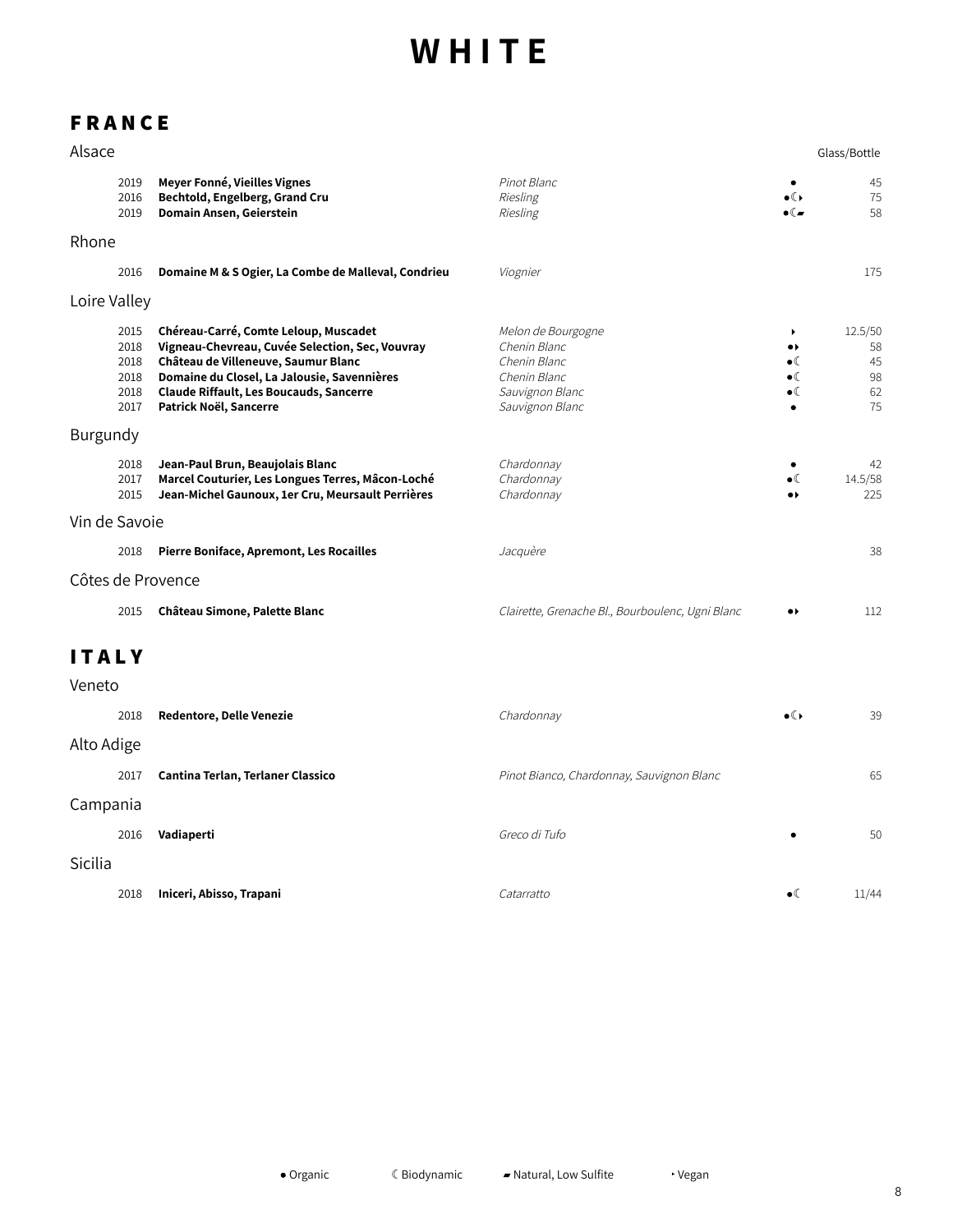# WHITE

## FRANCE

### Alsace

| Vintage | Wine | Grape | | Glass/Bottle |
|---|---|---|---|---|
| 2019 | **Meyer Fonné, Vieilles Vignes** | *Pinot Blanc* | ● | 45 |
| 2016 | **Bechtold, Engelberg, Grand Cru** | *Riesling* | ●☾‣ | 75 |
| 2019 | **Domain Ansen, Geierstein** | *Riesling* | ●☾▰ | 58 |

### Rhone

| Vintage | Wine | Grape | | Glass/Bottle |
|---|---|---|---|---|
| 2016 | **Domaine M & S Ogier, La Combe de Malleval, Condrieu** | *Viognier* | | 175 |

### Loire Valley

| Vintage | Wine | Grape | | Glass/Bottle |
|---|---|---|---|---|
| 2015 | **Chéreau-Carré, Comte Leloup, Muscadet** | *Melon de Bourgogne* | ‣ | 12.5/50 |
| 2018 | **Vigneau-Chevreau, Cuvée Selection, Sec, Vouvray** | *Chenin Blanc* | ●‣ | 58 |
| 2018 | **Château de Villeneuve, Saumur Blanc** | *Chenin Blanc* | ●☾ | 45 |
| 2018 | **Domaine du Closel, La Jalousie, Savennières** | *Chenin Blanc* | ●☾ | 98 |
| 2018 | **Claude Riffault, Les Boucauds, Sancerre** | *Sauvignon Blanc* | ●☾ | 62 |
| 2017 | **Patrick Noël, Sancerre** | *Sauvignon Blanc* | ● | 75 |

### Burgundy

| Vintage | Wine | Grape | | Glass/Bottle |
|---|---|---|---|---|
| 2018 | **Jean-Paul Brun, Beaujolais Blanc** | *Chardonnay* | ● | 42 |
| 2017 | **Marcel Couturier, Les Longues Terres, Mâcon-Loché** | *Chardonnay* | ●☾ | 14.5/58 |
| 2015 | **Jean-Michel Gaunoux, 1er Cru, Meursault Perrières** | *Chardonnay* | ●‣ | 225 |

### Vin de Savoie

| Vintage | Wine | Grape | | Glass/Bottle |
|---|---|---|---|---|
| 2018 | **Pierre Boniface, Apremont, Les Rocailles** | *Jacquère* | | 38 |

### Côtes de Provence

| Vintage | Wine | Grape | | Glass/Bottle |
|---|---|---|---|---|
| 2015 | **Château Simone, Palette Blanc** | *Clairette, Grenache Bl., Bourboulenc, Ugni Blanc* | ●‣ | 112 |

## ITALY

### Veneto

| Vintage | Wine | Grape | | Glass/Bottle |
|---|---|---|---|---|
| 2018 | **Redentore, Delle Venezie** | *Chardonnay* | ●☾‣ | 39 |

### Alto Adige

| Vintage | Wine | Grape | | Glass/Bottle |
|---|---|---|---|---|
| 2017 | **Cantina Terlan, Terlaner Classico** | *Pinot Bianco, Chardonnay, Sauvignon Blanc* | | 65 |

### Campania

| Vintage | Wine | Grape | | Glass/Bottle |
|---|---|---|---|---|
| 2016 | **Vadiaperti** | *Greco di Tufo* | ● | 50 |

### Sicilia

| Vintage | Wine | Grape | | Glass/Bottle |
|---|---|---|---|---|
| 2018 | **Iniceri, Abisso, Trapani** | *Catarratto* | ●☾ | 11/44 |

● Organic ☾ Biodynamic ▰ Natural, Low Sulfite ‣ Vegan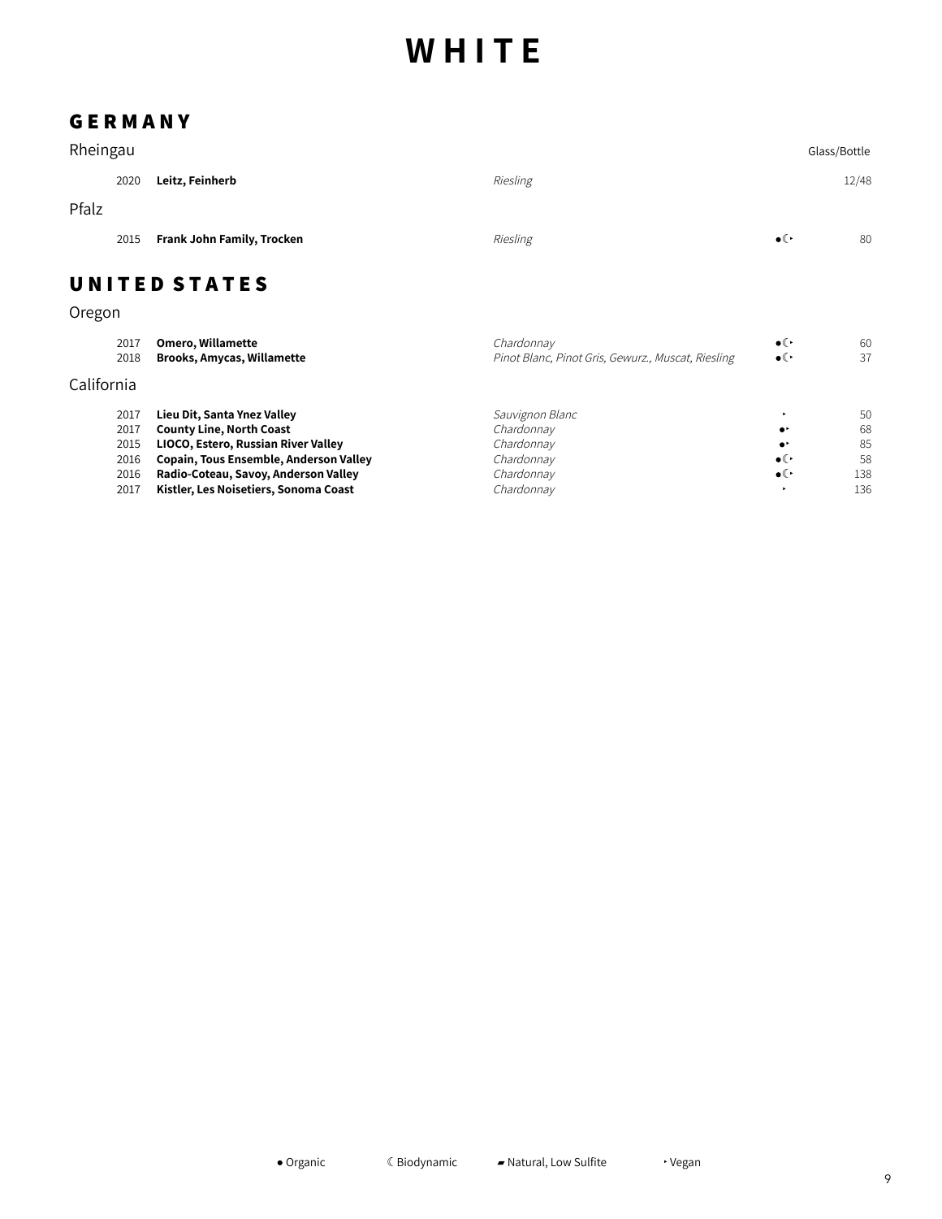# WHITE

## GERMANY

### Rheingau

| Year | Wine | Grape | | Glass/Bottle |
|---|---|---|---|---|
| 2020 | **Leitz, Feinherb** | *Riesling* | | 12/48 |

### Pfalz

| Year | Wine | Grape | | Price |
|---|---|---|---|---|
| 2015 | **Frank John Family, Trocken** | *Riesling* | ●☾‣ | 80 |

## UNITED STATES

### Oregon

| Year | Wine | Grape | | Price |
|---|---|---|---|---|
| 2017 | **Omero, Willamette** | *Chardonnay* | ●☾‣ | 60 |
| 2018 | **Brooks, Amycas, Willamette** | *Pinot Blanc, Pinot Gris, Gewurz., Muscat, Riesling* | ●☾‣ | 37 |

### California

| Year | Wine | Grape | | Price |
|---|---|---|---|---|
| 2017 | **Lieu Dit, Santa Ynez Valley** | *Sauvignon Blanc* | ‣ | 50 |
| 2017 | **County Line, North Coast** | *Chardonnay* | ●‣ | 68 |
| 2015 | **LIOCO, Estero, Russian River Valley** | *Chardonnay* | ●‣ | 85 |
| 2016 | **Copain, Tous Ensemble, Anderson Valley** | *Chardonnay* | ●☾‣ | 58 |
| 2016 | **Radio-Coteau, Savoy, Anderson Valley** | *Chardonnay* | ●☾‣ | 138 |
| 2017 | **Kistler, Les Noisetiers, Sonoma Coast** | *Chardonnay* | ‣ | 136 |

● Organic ☾ Biodynamic ▰ Natural, Low Sulfite ‣ Vegan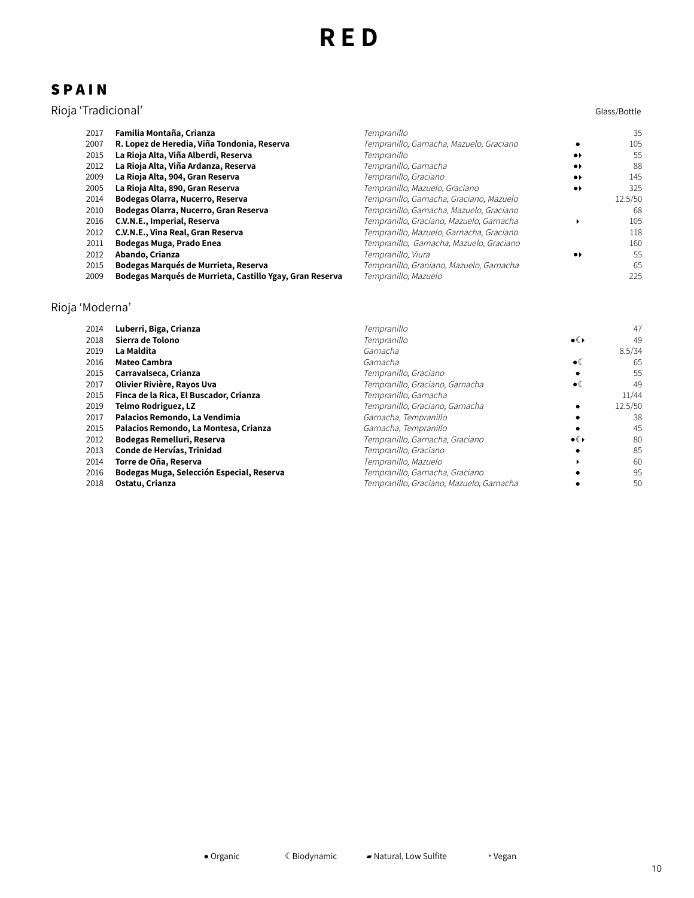# RED

## SPAIN

### Rioja 'Tradicional'

| Vintage | Wine | Grapes | | Glass/Bottle |
|---|---|---|---|---|
| 2017 | **Familia Montaña, Crianza** | *Tempranillo* | | 35 |
| 2007 | **R. Lopez de Heredia, Viña Tondonia, Reserva** | *Tempranillo, Garnacha, Mazuelo, Graciano* | ● | 105 |
| 2015 | **La Rioja Alta, Viña Alberdi, Reserva** | *Tempranillo* | ●‣ | 55 |
| 2012 | **La Rioja Alta, Viña Ardanza, Reserva** | *Tempranillo, Garnacha* | ●‣ | 88 |
| 2009 | **La Rioja Alta, 904, Gran Reserva** | *Tempranillo, Graciano* | ●‣ | 145 |
| 2005 | **La Rioja Alta, 890, Gran Reserva** | *Tempranillo, Mazuelo, Graciano* | ●‣ | 325 |
| 2014 | **Bodegas Olarra, Nucerro, Reserva** | *Tempranillo, Garnacha, Graciano, Mazuelo* | | 12.5/50 |
| 2010 | **Bodegas Olarra, Nucerro, Gran Reserva** | *Tempranillo, Garnacha, Mazuelo, Graciano* | | 68 |
| 2016 | **C.V.N.E., Imperial, Reserva** | *Tempranillo, Graciano, Mazuelo, Garnacha* | ‣ | 105 |
| 2012 | **C.V.N.E., Vina Real, Gran Reserva** | *Tempranillo, Mazuelo, Garnacha, Graciano* | | 118 |
| 2011 | **Bodegas Muga, Prado Enea** | *Tempranillo, Garnacha, Mazuelo, Graciano* | | 160 |
| 2012 | **Abando, Crianza** | *Tempranillo, Viura* | ●‣ | 55 |
| 2015 | **Bodegas Marqués de Murrieta, Reserva** | *Tempranillo, Graniano, Mazuelo, Garnacha* | | 65 |
| 2009 | **Bodegas Marqués de Murrieta, Castillo Ygay, Gran Reserva** | *Tempranillo, Mazuelo* | | 225 |

### Rioja 'Moderna'

| Vintage | Wine | Grapes | | Glass/Bottle |
|---|---|---|---|---|
| 2014 | **Luberri, Biga, Crianza** | *Tempranillo* | | 47 |
| 2018 | **Sierra de Tolono** | *Tempranillo* | ●☾‣ | 49 |
| 2019 | **La Maldita** | *Garnacha* | | 8.5/34 |
| 2016 | **Mateo Cambra** | *Garnacha* | ●☾ | 65 |
| 2015 | **Carravalseca, Crianza** | *Tempranillo, Graciano* | ● | 55 |
| 2017 | **Olivier Rivière, Rayos Uva** | *Tempranillo, Graciano, Garnacha* | ●☾ | 49 |
| 2015 | **Finca de la Rica, El Buscador, Crianza** | *Tempranillo, Garnacha* | | 11/44 |
| 2019 | **Telmo Rodriguez, LZ** | *Tempranillo, Graciano, Garnacha* | ● | 12.5/50 |
| 2017 | **Palacios Remondo, La Vendimia** | *Garnacha, Tempranillo* | ● | 38 |
| 2015 | **Palacios Remondo, La Montesa, Crianza** | *Garnacha, Tempranillo* | ● | 45 |
| 2012 | **Bodegas Remelluri, Reserva** | *Tempranillo, Garnacha, Graciano* | ●☾‣ | 80 |
| 2013 | **Conde de Hervías, Trinidad** | *Tempranillo, Graciano* | ● | 85 |
| 2014 | **Torre de Oña, Reserva** | *Tempranillo, Mazuelo* | ‣ | 60 |
| 2016 | **Bodegas Muga, Selección Especial, Reserva** | *Tempranillo, Garnacha, Graciano* | ● | 95 |
| 2018 | **Ostatu, Crianza** | *Tempranillo, Graciano, Mazuelo, Garnacha* | ● | 50 |

● Organic ☾ Biodynamic ▰ Natural, Low Sulfite ‣ Vegan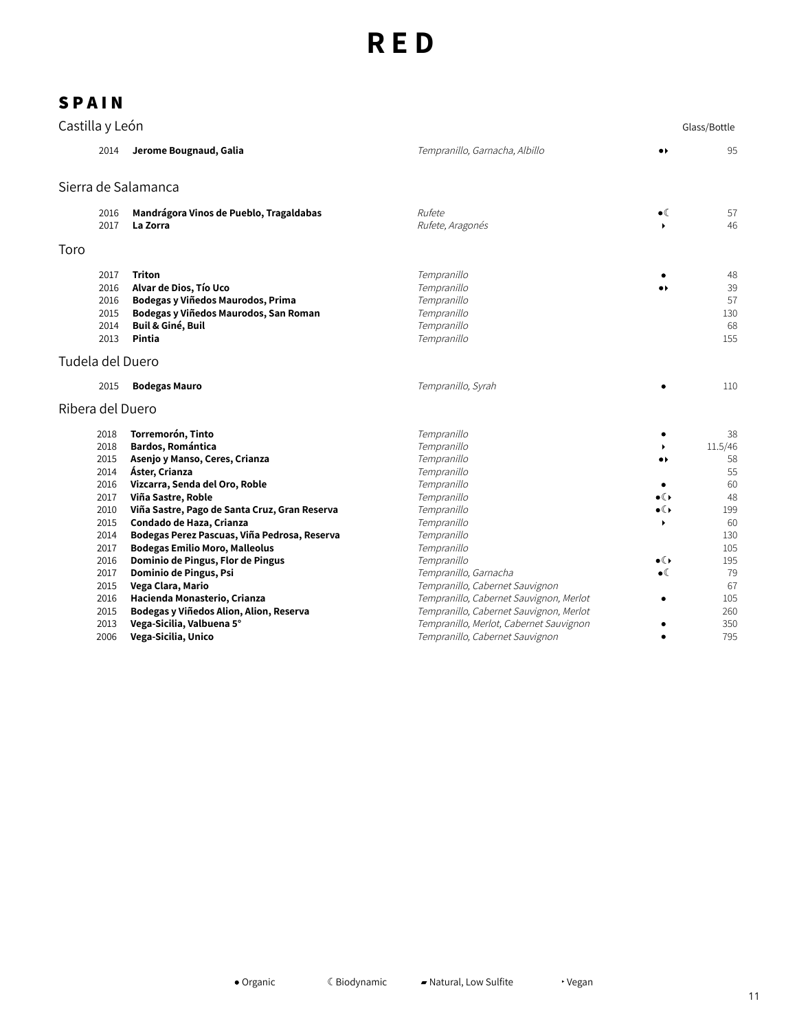# RED

## SPAIN

### Castilla y León

| Vintage | Wine | Grapes | | Glass/Bottle |
|---|---|---|---|---|
| 2014 | **Jerome Bougnaud, Galia** | *Tempranillo, Garnacha, Albillo* | ●‣ | 95 |

### Sierra de Salamanca

| Vintage | Wine | Grapes | | Glass/Bottle |
|---|---|---|---|---|
| 2016 | **Mandrágora Vinos de Pueblo, Tragaldabas** | *Rufete* | ●☾ | 57 |
| 2017 | **La Zorra** | *Rufete, Aragonés* | ‣ | 46 |

### Toro

| Vintage | Wine | Grapes | | Glass/Bottle |
|---|---|---|---|---|
| 2017 | **Triton** | *Tempranillo* | ● | 48 |
| 2016 | **Alvar de Dios, Tío Uco** | *Tempranillo* | ●‣ | 39 |
| 2016 | **Bodegas y Viñedos Maurodos, Prima** | *Tempranillo* | | 57 |
| 2015 | **Bodegas y Viñedos Maurodos, San Roman** | *Tempranillo* | | 130 |
| 2014 | **Buil & Giné, Buil** | *Tempranillo* | | 68 |
| 2013 | **Pintia** | *Tempranillo* | | 155 |

### Tudela del Duero

| Vintage | Wine | Grapes | | Glass/Bottle |
|---|---|---|---|---|
| 2015 | **Bodegas Mauro** | *Tempranillo, Syrah* | ● | 110 |

### Ribera del Duero

| Vintage | Wine | Grapes | | Glass/Bottle |
|---|---|---|---|---|
| 2018 | **Torremorón, Tinto** | *Tempranillo* | ● | 38 |
| 2018 | **Bardos, Romántica** | *Tempranillo* | ‣ | 11.5/46 |
| 2015 | **Asenjo y Manso, Ceres, Crianza** | *Tempranillo* | ●‣ | 58 |
| 2014 | **Áster, Crianza** | *Tempranillo* | | 55 |
| 2016 | **Vizcarra, Senda del Oro, Roble** | *Tempranillo* | ● | 60 |
| 2017 | **Viña Sastre, Roble** | *Tempranillo* | ●☾‣ | 48 |
| 2010 | **Viña Sastre, Pago de Santa Cruz, Gran Reserva** | *Tempranillo* | ●☾‣ | 199 |
| 2015 | **Condado de Haza, Crianza** | *Tempranillo* | ‣ | 60 |
| 2014 | **Bodegas Perez Pascuas, Viña Pedrosa, Reserva** | *Tempranillo* | | 130 |
| 2017 | **Bodegas Emilio Moro, Malleolus** | *Tempranillo* | | 105 |
| 2016 | **Dominio de Pingus, Flor de Pingus** | *Tempranillo* | ●☾‣ | 195 |
| 2017 | **Dominio de Pingus, Psi** | *Tempranillo, Garnacha* | ●☾ | 79 |
| 2015 | **Vega Clara, Mario** | *Tempranillo, Cabernet Sauvignon* | | 67 |
| 2016 | **Hacienda Monasterio, Crianza** | *Tempranillo, Cabernet Sauvignon, Merlot* | ● | 105 |
| 2015 | **Bodegas y Viñedos Alion, Alion, Reserva** | *Tempranillo, Cabernet Sauvignon, Merlot* | | 260 |
| 2013 | **Vega-Sicilia, Valbuena 5°** | *Tempranillo, Merlot, Cabernet Sauvignon* | ● | 350 |
| 2006 | **Vega-Sicilia, Unico** | *Tempranillo, Cabernet Sauvignon* | ● | 795 |

● Organic ☾ Biodynamic ▰ Natural, Low Sulfite ‣ Vegan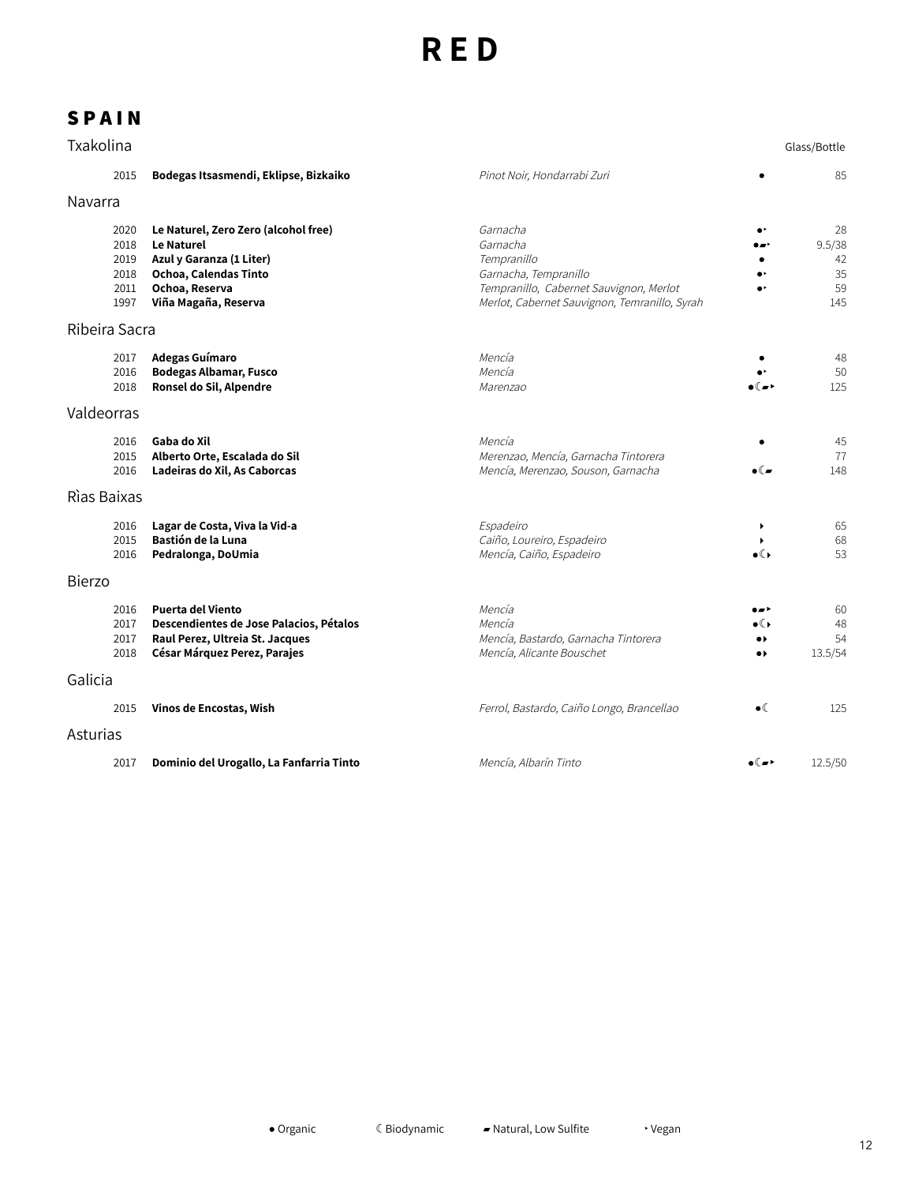# RED

## SPAIN

### Txakolina

| | | | | Glass/Bottle |
|---|---|---|---|---|
| 2015 | **Bodegas Itsasmendi, Eklipse, Bizkaiko** | *Pinot Noir, Hondarrabi Zuri* | ● | 85 |

### Navarra

| | | | | |
|---|---|---|---|---|
| 2020 | **Le Naturel, Zero Zero (alcohol free)** | *Garnacha* | ●‣ | 28 |
| 2018 | **Le Naturel** | *Garnacha* | ●▰‣ | 9.5/38 |
| 2019 | **Azul y Garanza (1 Liter)** | *Tempranillo* | ● | 42 |
| 2018 | **Ochoa, Calendas Tinto** | *Garnacha, Tempranillo* | ●‣ | 35 |
| 2011 | **Ochoa, Reserva** | *Tempranillo, Cabernet Sauvignon, Merlot* | ●‣ | 59 |
| 1997 | **Viña Magaña, Reserva** | *Merlot, Cabernet Sauvignon, Temranillo, Syrah* | | 145 |

### Ribeira Sacra

| | | | | |
|---|---|---|---|---|
| 2017 | **Adegas Guímaro** | *Mencía* | ● | 48 |
| 2016 | **Bodegas Albamar, Fusco** | *Mencía* | ●‣ | 50 |
| 2018 | **Ronsel do Sil, Alpendre** | *Marenzao* | ●☾▰‣ | 125 |

### Valdeorras

| | | | | |
|---|---|---|---|---|
| 2016 | **Gaba do Xil** | *Mencía* | ● | 45 |
| 2015 | **Alberto Orte, Escalada do Sil** | *Merenzao, Mencía, Garnacha Tintorera* | | 77 |
| 2016 | **Ladeiras do Xil, As Caborcas** | *Mencía, Merenzao, Souson, Garnacha* | ●☾▰ | 148 |

### Rìas Baixas

| | | | | |
|---|---|---|---|---|
| 2016 | **Lagar de Costa, Viva la Vid-a** | *Espadeiro* | ‣ | 65 |
| 2015 | **Bastión de la Luna** | *Caiño, Loureiro, Espadeiro* | ‣ | 68 |
| 2016 | **Pedralonga, DoUmia** | *Mencía, Caiño, Espadeiro* | ●☾‣ | 53 |

### Bierzo

| | | | | |
|---|---|---|---|---|
| 2016 | **Puerta del Viento** | *Mencía* | ●▰‣ | 60 |
| 2017 | **Descendientes de Jose Palacios, Pétalos** | *Mencía* | ●☾‣ | 48 |
| 2017 | **Raul Perez, Ultreia St. Jacques** | *Mencía, Bastardo, Garnacha Tintorera* | ●‣ | 54 |
| 2018 | **César Márquez Perez, Parajes** | *Mencía, Alicante Bouschet* | ●‣ | 13.5/54 |

### Galicia

| | | | | |
|---|---|---|---|---|
| 2015 | **Vinos de Encostas, Wish** | *Ferrol, Bastardo, Caiño Longo, Brancellao* | ●☾ | 125 |

### Asturias

| | | | | |
|---|---|---|---|---|
| 2017 | **Dominio del Urogallo, La Fanfarria Tinto** | *Mencía, Albarín Tinto* | ●☾▰‣ | 12.5/50 |

● Organic ☾ Biodynamic ▰ Natural, Low Sulfite ‣ Vegan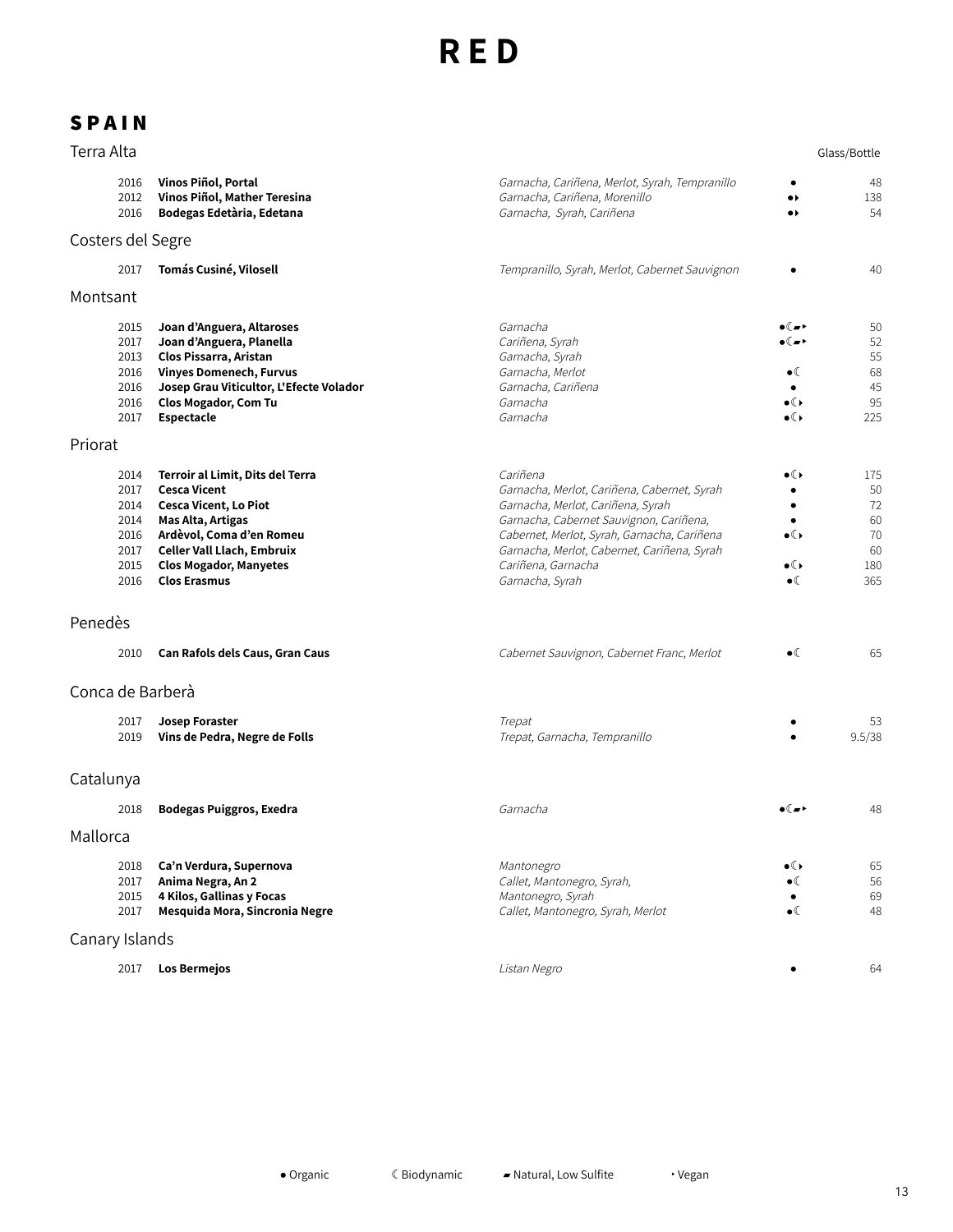# RED

## SPAIN

### Terra Alta

| Vintage | Wine | Grapes | | Glass/Bottle |
|---|---|---|---|---|
| 2016 | **Vinos Piñol, Portal** | *Garnacha, Cariñena, Merlot, Syrah, Tempranillo* | ● | 48 |
| 2012 | **Vinos Piñol, Mather Teresina** | *Garnacha, Cariñena, Morenillo* | ●‣ | 138 |
| 2016 | **Bodegas Edetària, Edetana** | *Garnacha, Syrah, Cariñena* | ●‣ | 54 |

### Costers del Segre

| Vintage | Wine | Grapes | | Glass/Bottle |
|---|---|---|---|---|
| 2017 | **Tomás Cusiné, Vilosell** | *Tempranillo, Syrah, Merlot, Cabernet Sauvignon* | ● | 40 |

### Montsant

| Vintage | Wine | Grapes | | Glass/Bottle |
|---|---|---|---|---|
| 2015 | **Joan d'Anguera, Altaroses** | *Garnacha* | ●☾▰‣ | 50 |
| 2017 | **Joan d'Anguera, Planella** | *Cariñena, Syrah* | ●☾▰‣ | 52 |
| 2013 | **Clos Pissarra, Aristan** | *Garnacha, Syrah* | | 55 |
| 2016 | **Vinyes Domenech, Furvus** | *Garnacha, Merlot* | ●☾ | 68 |
| 2016 | **Josep Grau Viticultor, L'Efecte Volador** | *Garnacha, Cariñena* | ● | 45 |
| 2016 | **Clos Mogador, Com Tu** | *Garnacha* | ●☾‣ | 95 |
| 2017 | **Espectacle** | *Garnacha* | ●☾‣ | 225 |

### Priorat

| Vintage | Wine | Grapes | | Glass/Bottle |
|---|---|---|---|---|
| 2014 | **Terroir al Limit, Dits del Terra** | *Cariñena* | ●☾‣ | 175 |
| 2017 | **Cesca Vicent** | *Garnacha, Merlot, Cariñena, Cabernet, Syrah* | ● | 50 |
| 2014 | **Cesca Vicent, Lo Piot** | *Garnacha, Merlot, Cariñena, Syrah* | ● | 72 |
| 2014 | **Mas Alta, Artigas** | *Garnacha, Cabernet Sauvignon, Cariñena,* | ● | 60 |
| 2016 | **Ardèvol, Coma d'en Romeu** | *Cabernet, Merlot, Syrah, Garnacha, Cariñena* | ●☾‣ | 70 |
| 2017 | **Celler Vall Llach, Embruix** | *Garnacha, Merlot, Cabernet, Cariñena, Syrah* | | 60 |
| 2015 | **Clos Mogador, Manyetes** | *Cariñena, Garnacha* | ●☾‣ | 180 |
| 2016 | **Clos Erasmus** | *Garnacha, Syrah* | ●☾ | 365 |

### Penedès

| Vintage | Wine | Grapes | | Glass/Bottle |
|---|---|---|---|---|
| 2010 | **Can Rafols dels Caus, Gran Caus** | *Cabernet Sauvignon, Cabernet Franc, Merlot* | ●☾ | 65 |

### Conca de Barberà

| Vintage | Wine | Grapes | | Glass/Bottle |
|---|---|---|---|---|
| 2017 | **Josep Foraster** | *Trepat* | ● | 53 |
| 2019 | **Vins de Pedra, Negre de Folls** | *Trepat, Garnacha, Tempranillo* | ● | 9.5/38 |

### Catalunya

| Vintage | Wine | Grapes | | Glass/Bottle |
|---|---|---|---|---|
| 2018 | **Bodegas Puiggros, Exedra** | *Garnacha* | ●☾▰‣ | 48 |

### Mallorca

| Vintage | Wine | Grapes | | Glass/Bottle |
|---|---|---|---|---|
| 2018 | **Ca'n Verdura, Supernova** | *Mantonegro* | ●☾‣ | 65 |
| 2017 | **Anima Negra, An 2** | *Callet, Mantonegro, Syrah,* | ●☾ | 56 |
| 2015 | **4 Kilos, Gallinas y Focas** | *Mantonegro, Syrah* | ● | 69 |
| 2017 | **Mesquida Mora, Sincronia Negre** | *Callet, Mantonegro, Syrah, Merlot* | ●☾ | 48 |

### Canary Islands

| Vintage | Wine | Grapes | | Glass/Bottle |
|---|---|---|---|---|
| 2017 | **Los Bermejos** | *Listan Negro* | ● | 64 |

● Organic ☾ Biodynamic ▰ Natural, Low Sulfite ‣ Vegan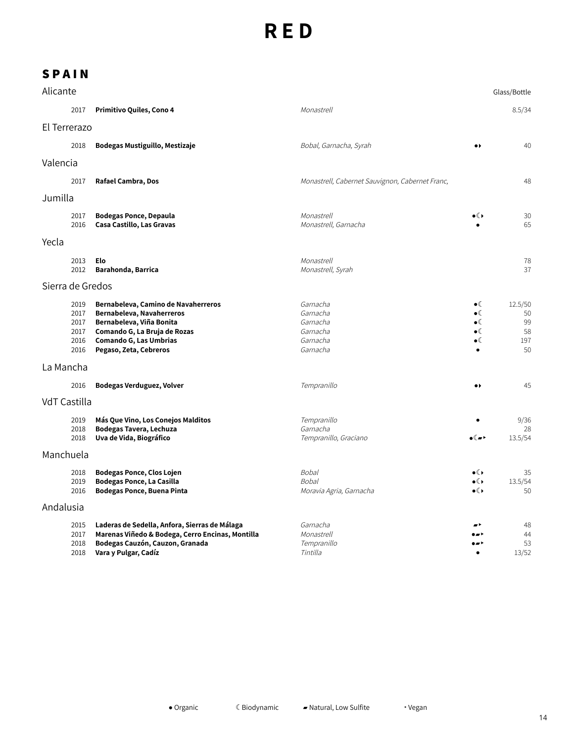# RED

## SPAIN

### Alicante

| Vintage | Wine | Grape | | Glass/Bottle |
|---|---|---|---|---|
| 2017 | **Primitivo Quiles, Cono 4** | *Monastrell* | | 8.5/34 |

### El Terrerazo

| Vintage | Wine | Grape | | Glass/Bottle |
|---|---|---|---|---|
| 2018 | **Bodegas Mustiguillo, Mestizaje** | *Bobal, Garnacha, Syrah* | ●‣ | 40 |

### Valencia

| Vintage | Wine | Grape | | Glass/Bottle |
|---|---|---|---|---|
| 2017 | **Rafael Cambra, Dos** | *Monastrell, Cabernet Sauvignon, Cabernet Franc,* | | 48 |

### Jumilla

| Vintage | Wine | Grape | | Glass/Bottle |
|---|---|---|---|---|
| 2017 | **Bodegas Ponce, Depaula** | *Monastrell* | ●☾‣ | 30 |
| 2016 | **Casa Castillo, Las Gravas** | *Monastrell, Garnacha* | ● | 65 |

### Yecla

| Vintage | Wine | Grape | | Glass/Bottle |
|---|---|---|---|---|
| 2013 | **Elo** | *Monastrell* | | 78 |
| 2012 | **Barahonda, Barrica** | *Monastrell, Syrah* | | 37 |

### Sierra de Gredos

| Vintage | Wine | Grape | | Glass/Bottle |
|---|---|---|---|---|
| 2019 | **Bernabeleva, Camino de Navaherreros** | *Garnacha* | ●☾ | 12.5/50 |
| 2017 | **Bernabeleva, Navaherreros** | *Garnacha* | ●☾ | 50 |
| 2017 | **Bernabeleva, Viña Bonita** | *Garnacha* | ●☾ | 99 |
| 2017 | **Comando G, La Bruja de Rozas** | *Garnacha* | ●☾ | 58 |
| 2016 | **Comando G, Las Umbrias** | *Garnacha* | ●☾ | 197 |
| 2016 | **Pegaso, Zeta, Cebreros** | *Garnacha* | ● | 50 |

### La Mancha

| Vintage | Wine | Grape | | Glass/Bottle |
|---|---|---|---|---|
| 2016 | **Bodegas Verduguez, Volver** | *Tempranillo* | ●‣ | 45 |

### VdT Castilla

| Vintage | Wine | Grape | | Glass/Bottle |
|---|---|---|---|---|
| 2019 | **Más Que Vino, Los Conejos Malditos** | *Tempranillo* | ● | 9/36 |
| 2018 | **Bodegas Tavera, Lechuza** | *Garnacha* | | 28 |
| 2018 | **Uva de Vida, Biográfico** | *Tempranillo, Graciano* | ●☾▰‣ | 13.5/54 |

### Manchuela

| Vintage | Wine | Grape | | Glass/Bottle |
|---|---|---|---|---|
| 2018 | **Bodegas Ponce, Clos Lojen** | *Bobal* | ●☾‣ | 35 |
| 2019 | **Bodegas Ponce, La Casilla** | *Bobal* | ●☾‣ | 13.5/54 |
| 2016 | **Bodegas Ponce, Buena Pinta** | *Moravia Agria, Garnacha* | ●☾‣ | 50 |

### Andalusia

| Vintage | Wine | Grape | | Glass/Bottle |
|---|---|---|---|---|
| 2015 | **Laderas de Sedella, Anfora, Sierras de Málaga** | *Garnacha* | ▰‣ | 48 |
| 2017 | **Marenas Viñedo & Bodega, Cerro Encinas, Montilla** | *Monastrell* | ●▰‣ | 44 |
| 2018 | **Bodegas Cauzón, Cauzon, Granada** | *Tempranillo* | ●▰‣ | 53 |
| 2018 | **Vara y Pulgar, Cadíz** | *Tintilla* | ● | 13/52 |

● Organic ☾ Biodynamic ▰ Natural, Low Sulfite ‣ Vegan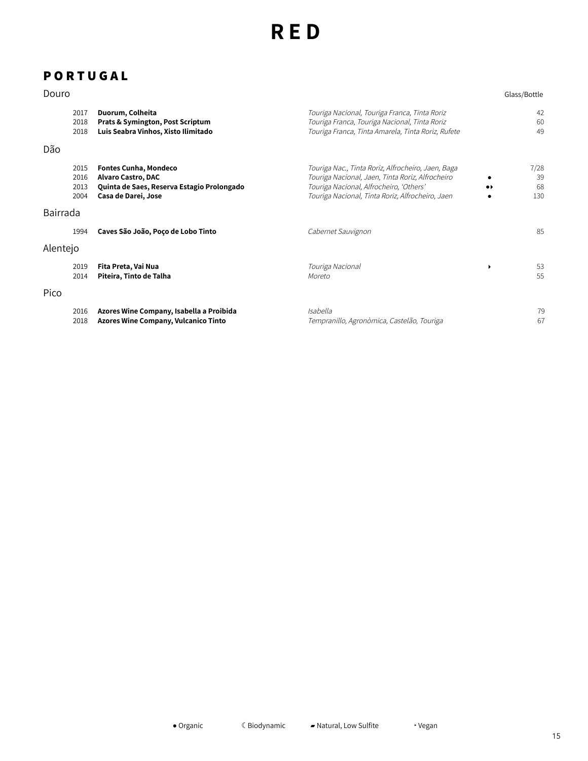# RED

## PORTUGAL

### Douro

| Vintage | Wine | Grapes | | Glass/Bottle |
|---|---|---|---|---|
| 2017 | **Duorum, Colheita** | *Touriga Nacional, Touriga Franca, Tinta Roriz* | | 42 |
| 2018 | **Prats & Symington, Post Scriptum** | *Touriga Franca, Touriga Nacional, Tinta Roriz* | | 60 |
| 2018 | **Luis Seabra Vinhos, Xisto Ilimitado** | *Touriga Franca, Tinta Amarela, Tinta Roriz, Rufete* | | 49 |

### Dão

| Vintage | Wine | Grapes | | Glass/Bottle |
|---|---|---|---|---|
| 2015 | **Fontes Cunha, Mondeco** | *Touriga Nac., Tinta Roriz, Alfrocheiro, Jaen, Baga* | | 7/28 |
| 2016 | **Alvaro Castro, DAC** | *Touriga Nacional, Jaen, Tinta Roriz, Alfrocheiro* | ● | 39 |
| 2013 | **Quinta de Saes, Reserva Estagio Prolongado** | *Touriga Nacional, Alfrocheiro, 'Others'* | ●‣ | 68 |
| 2004 | **Casa de Darei, Jose** | *Touriga Nacional, Tinta Roriz, Alfrocheiro, Jaen* | ● | 130 |

### Bairrada

| Vintage | Wine | Grapes | | Glass/Bottle |
|---|---|---|---|---|
| 1994 | **Caves São João, Poço de Lobo Tinto** | *Cabernet Sauvignon* | | 85 |

### Alentejo

| Vintage | Wine | Grapes | | Glass/Bottle |
|---|---|---|---|---|
| 2019 | **Fita Preta, Vai Nua** | *Touriga Nacional* | ‣ | 53 |
| 2014 | **Piteira, Tinto de Talha** | *Moreto* | | 55 |

### Pico

| Vintage | Wine | Grapes | | Glass/Bottle |
|---|---|---|---|---|
| 2016 | **Azores Wine Company, Isabella a Proibida** | *Isabella* | | 79 |
| 2018 | **Azores Wine Company, Vulcanico Tinto** | *Tempranillo, Agronòmica, Castelão, Touriga* | | 67 |

● Organic ☾ Biodynamic ▰ Natural, Low Sulfite ‣ Vegan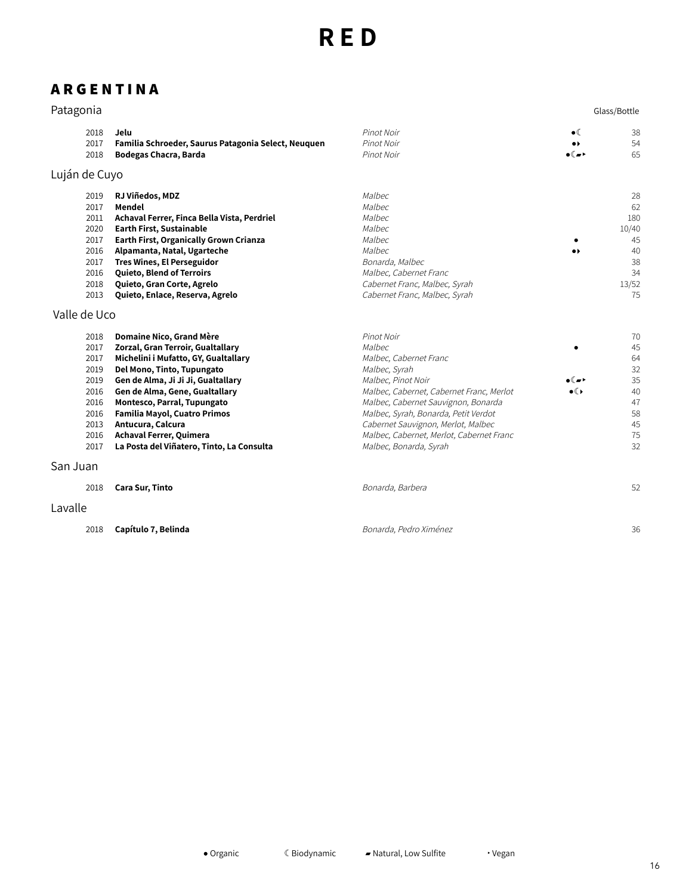# RED

## ARGENTINA

### Patagonia

| Vintage | Wine | Grape | | Glass/Bottle |
|---|---|---|---|---|
| 2018 | **Jelu** | *Pinot Noir* | ●☾ | 38 |
| 2017 | **Familia Schroeder, Saurus Patagonia Select, Neuquen** | *Pinot Noir* | ●‣ | 54 |
| 2018 | **Bodegas Chacra, Barda** | *Pinot Noir* | ●☾▰‣ | 65 |

### Luján de Cuyo

| Vintage | Wine | Grape | | Glass/Bottle |
|---|---|---|---|---|
| 2019 | **RJ Viñedos, MDZ** | *Malbec* | | 28 |
| 2017 | **Mendel** | *Malbec* | | 62 |
| 2011 | **Achaval Ferrer, Finca Bella Vista, Perdriel** | *Malbec* | | 180 |
| 2020 | **Earth First, Sustainable** | *Malbec* | | 10/40 |
| 2017 | **Earth First, Organically Grown Crianza** | *Malbec* | ● | 45 |
| 2016 | **Alpamanta, Natal, Ugarteche** | *Malbec* | ●‣ | 40 |
| 2017 | **Tres Wines, El Perseguidor** | *Bonarda, Malbec* | | 38 |
| 2016 | **Quieto, Blend of Terroirs** | *Malbec, Cabernet Franc* | | 34 |
| 2018 | **Quieto, Gran Corte, Agrelo** | *Cabernet Franc, Malbec, Syrah* | | 13/52 |
| 2013 | **Quieto, Enlace, Reserva, Agrelo** | *Cabernet Franc, Malbec, Syrah* | | 75 |

### Valle de Uco

| Vintage | Wine | Grape | | Glass/Bottle |
|---|---|---|---|---|
| 2018 | **Domaine Nico, Grand Mère** | *Pinot Noir* | | 70 |
| 2017 | **Zorzal, Gran Terroir, Gualtallary** | *Malbec* | ● | 45 |
| 2017 | **Michelini i Mufatto, GY, Gualtallary** | *Malbec, Cabernet Franc* | | 64 |
| 2019 | **Del Mono, Tinto, Tupungato** | *Malbec, Syrah* | | 32 |
| 2019 | **Gen de Alma, Ji Ji Ji, Gualtallary** | *Malbec, Pinot Noir* | ●☾▰‣ | 35 |
| 2016 | **Gen de Alma, Gene, Gualtallary** | *Malbec, Cabernet, Cabernet Franc, Merlot* | ●☾‣ | 40 |
| 2016 | **Montesco, Parral, Tupungato** | *Malbec, Cabernet Sauvignon, Bonarda* | | 47 |
| 2016 | **Familia Mayol, Cuatro Primos** | *Malbec, Syrah, Bonarda, Petit Verdot* | | 58 |
| 2013 | **Antucura, Calcura** | *Cabernet Sauvignon, Merlot, Malbec* | | 45 |
| 2016 | **Achaval Ferrer, Quimera** | *Malbec, Cabernet, Merlot, Cabernet Franc* | | 75 |
| 2017 | **La Posta del Viñatero, Tinto, La Consulta** | *Malbec, Bonarda, Syrah* | | 32 |

### San Juan

| Vintage | Wine | Grape | | Glass/Bottle |
|---|---|---|---|---|
| 2018 | **Cara Sur, Tinto** | *Bonarda, Barbera* | | 52 |

### Lavalle

| Vintage | Wine | Grape | | Glass/Bottle |
|---|---|---|---|---|
| 2018 | **Capítulo 7, Belinda** | *Bonarda, Pedro Ximénez* | | 36 |

● Organic ☾ Biodynamic ▰ Natural, Low Sulfite ‣ Vegan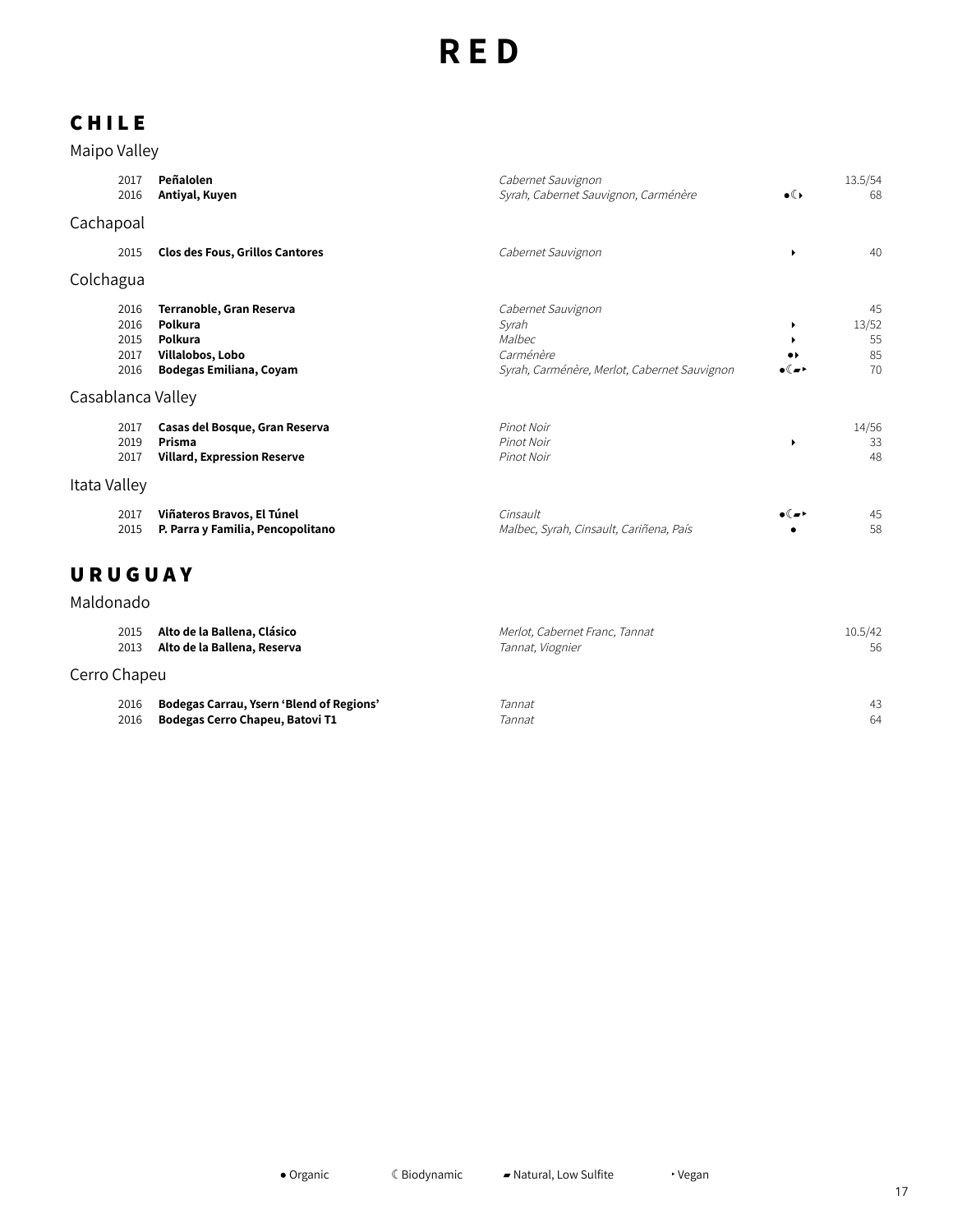# RED

## CHILE

### Maipo Valley

| Vintage | Wine | Grape | | Price |
|---|---|---|---|---|
| 2017 | **Peñalolen** | *Cabernet Sauvignon* | | 13.5/54 |
| 2016 | **Antiyal, Kuyen** | *Syrah, Cabernet Sauvignon, Carménère* | ●☾‣ | 68 |

### Cachapoal

| Vintage | Wine | Grape | | Price |
|---|---|---|---|---|
| 2015 | **Clos des Fous, Grillos Cantores** | *Cabernet Sauvignon* | ‣ | 40 |

### Colchagua

| Vintage | Wine | Grape | | Price |
|---|---|---|---|---|
| 2016 | **Terranoble, Gran Reserva** | *Cabernet Sauvignon* | | 45 |
| 2016 | **Polkura** | *Syrah* | ‣ | 13/52 |
| 2015 | **Polkura** | *Malbec* | ‣ | 55 |
| 2017 | **Villalobos, Lobo** | *Carménère* | ●‣ | 85 |
| 2016 | **Bodegas Emiliana, Coyam** | *Syrah, Carménère, Merlot, Cabernet Sauvignon* | ●☾▰‣ | 70 |

### Casablanca Valley

| Vintage | Wine | Grape | | Price |
|---|---|---|---|---|
| 2017 | **Casas del Bosque, Gran Reserva** | *Pinot Noir* | | 14/56 |
| 2019 | **Prisma** | *Pinot Noir* | ‣ | 33 |
| 2017 | **Villard, Expression Reserve** | *Pinot Noir* | | 48 |

### Itata Valley

| Vintage | Wine | Grape | | Price |
|---|---|---|---|---|
| 2017 | **Viñateros Bravos, El Túnel** | *Cinsault* | ●☾▰‣ | 45 |
| 2015 | **P. Parra y Familia, Pencopolitano** | *Malbec, Syrah, Cinsault, Cariñena, País* | ● | 58 |

## URUGUAY

### Maldonado

| Vintage | Wine | Grape | | Price |
|---|---|---|---|---|
| 2015 | **Alto de la Ballena, Clásico** | *Merlot, Cabernet Franc, Tannat* | | 10.5/42 |
| 2013 | **Alto de la Ballena, Reserva** | *Tannat, Viognier* | | 56 |

### Cerro Chapeu

| Vintage | Wine | Grape | | Price |
|---|---|---|---|---|
| 2016 | **Bodegas Carrau, Ysern 'Blend of Regions'** | *Tannat* | | 43 |
| 2016 | **Bodegas Cerro Chapeu, Batovi T1** | *Tannat* | | 64 |

● Organic ☾ Biodynamic ▰ Natural, Low Sulfite ‣ Vegan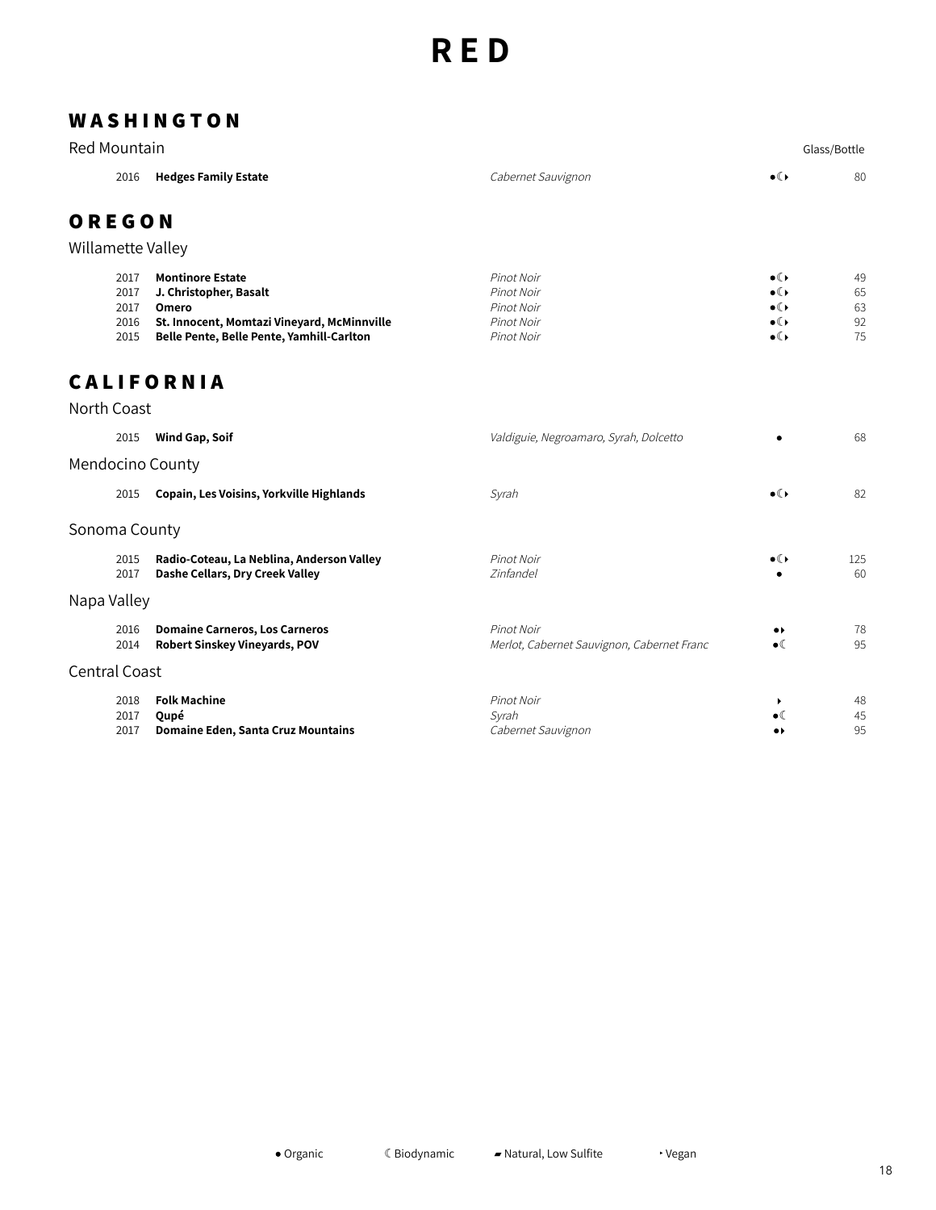# RED

## WASHINGTON

### Red Mountain

| Vintage | Wine | Varietal | | Glass/Bottle |
|---|---|---|---|---|
| 2016 | **Hedges Family Estate** | *Cabernet Sauvignon* | ●☾‣ | 80 |

## OREGON

### Willamette Valley

| Vintage | Wine | Varietal | | Glass/Bottle |
|---|---|---|---|---|
| 2017 | **Montinore Estate** | *Pinot Noir* | ●☾‣ | 49 |
| 2017 | **J. Christopher, Basalt** | *Pinot Noir* | ●☾‣ | 65 |
| 2017 | **Omero** | *Pinot Noir* | ●☾‣ | 63 |
| 2016 | **St. Innocent, Momtazi Vineyard, McMinnville** | *Pinot Noir* | ●☾‣ | 92 |
| 2015 | **Belle Pente, Belle Pente, Yamhill-Carlton** | *Pinot Noir* | ●☾‣ | 75 |

## CALIFORNIA

### North Coast

| Vintage | Wine | Varietal | | Glass/Bottle |
|---|---|---|---|---|
| 2015 | **Wind Gap, Soif** | *Valdiguie, Negroamaro, Syrah, Dolcetto* | ● | 68 |

### Mendocino County

| Vintage | Wine | Varietal | | Glass/Bottle |
|---|---|---|---|---|
| 2015 | **Copain, Les Voisins, Yorkville Highlands** | *Syrah* | ●☾‣ | 82 |

### Sonoma County

| Vintage | Wine | Varietal | | Glass/Bottle |
|---|---|---|---|---|
| 2015 | **Radio-Coteau, La Neblina, Anderson Valley** | *Pinot Noir* | ●☾‣ | 125 |
| 2017 | **Dashe Cellars, Dry Creek Valley** | *Zinfandel* | ● | 60 |

### Napa Valley

| Vintage | Wine | Varietal | | Glass/Bottle |
|---|---|---|---|---|
| 2016 | **Domaine Carneros, Los Carneros** | *Pinot Noir* | ●‣ | 78 |
| 2014 | **Robert Sinskey Vineyards, POV** | *Merlot, Cabernet Sauvignon, Cabernet Franc* | ●☾ | 95 |

### Central Coast

| Vintage | Wine | Varietal | | Glass/Bottle |
|---|---|---|---|---|
| 2018 | **Folk Machine** | *Pinot Noir* | ‣ | 48 |
| 2017 | **Qupé** | *Syrah* | ●☾ | 45 |
| 2017 | **Domaine Eden, Santa Cruz Mountains** | *Cabernet Sauvignon* | ●‣ | 95 |

● Organic ☾ Biodynamic ▰ Natural, Low Sulfite ‣ Vegan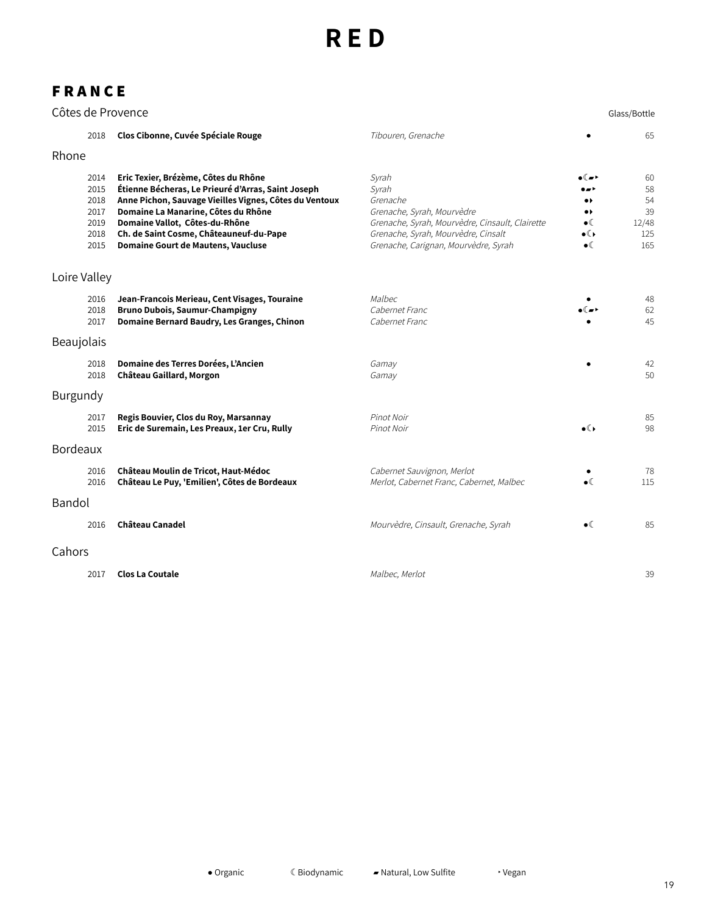# RED

## FRANCE

### Côtes de Provence

| Vintage | Wine | Grapes | | Glass/Bottle |
|---|---|---|---|---|
| 2018 | **Clos Cibonne, Cuvée Spéciale Rouge** | *Tibouren, Grenache* | ● | 65 |

### Rhone

| Vintage | Wine | Grapes | | Glass/Bottle |
|---|---|---|---|---|
| 2014 | **Eric Texier, Brézème, Côtes du Rhône** | *Syrah* | ●☾▰‣ | 60 |
| 2015 | **Étienne Bécheras, Le Prieuré d'Arras, Saint Joseph** | *Syrah* | ●▰‣ | 58 |
| 2018 | **Anne Pichon, Sauvage Vieilles Vignes, Côtes du Ventoux** | *Grenache* | ●‣ | 54 |
| 2017 | **Domaine La Manarine, Côtes du Rhône** | *Grenache, Syrah, Mourvèdre* | ●‣ | 39 |
| 2019 | **Domaine Vallot, Côtes-du-Rhône** | *Grenache, Syrah, Mourvèdre, Cinsault, Clairette* | ●☾ | 12/48 |
| 2018 | **Ch. de Saint Cosme, Châteauneuf-du-Pape** | *Grenache, Syrah, Mourvèdre, Cinsalt* | ●☾‣ | 125 |
| 2015 | **Domaine Gourt de Mautens, Vaucluse** | *Grenache, Carignan, Mourvèdre, Syrah* | ●☾ | 165 |

### Loire Valley

| Vintage | Wine | Grapes | | Glass/Bottle |
|---|---|---|---|---|
| 2016 | **Jean-Francois Merieau, Cent Visages, Touraine** | *Malbec* | ● | 48 |
| 2018 | **Bruno Dubois, Saumur-Champigny** | *Cabernet Franc* | ●☾▰‣ | 62 |
| 2017 | **Domaine Bernard Baudry, Les Granges, Chinon** | *Cabernet Franc* | ● | 45 |

### Beaujolais

| Vintage | Wine | Grapes | | Glass/Bottle |
|---|---|---|---|---|
| 2018 | **Domaine des Terres Dorées, L'Ancien** | *Gamay* | ● | 42 |
| 2018 | **Château Gaillard, Morgon** | *Gamay* | | 50 |

### Burgundy

| Vintage | Wine | Grapes | | Glass/Bottle |
|---|---|---|---|---|
| 2017 | **Regis Bouvier, Clos du Roy, Marsannay** | *Pinot Noir* | | 85 |
| 2015 | **Eric de Suremain, Les Preaux, 1er Cru, Rully** | *Pinot Noir* | ●☾‣ | 98 |

### Bordeaux

| Vintage | Wine | Grapes | | Glass/Bottle |
|---|---|---|---|---|
| 2016 | **Château Moulin de Tricot, Haut-Médoc** | *Cabernet Sauvignon, Merlot* | ● | 78 |
| 2016 | **Château Le Puy, 'Emilien', Côtes de Bordeaux** | *Merlot, Cabernet Franc, Cabernet, Malbec* | ●☾ | 115 |

### Bandol

| Vintage | Wine | Grapes | | Glass/Bottle |
|---|---|---|---|---|
| 2016 | **Château Canadel** | *Mourvèdre, Cinsault, Grenache, Syrah* | ●☾ | 85 |

### Cahors

| Vintage | Wine | Grapes | | Glass/Bottle |
|---|---|---|---|---|
| 2017 | **Clos La Coutale** | *Malbec, Merlot* | | 39 |

● Organic ☾ Biodynamic ▰ Natural, Low Sulfite ‣ Vegan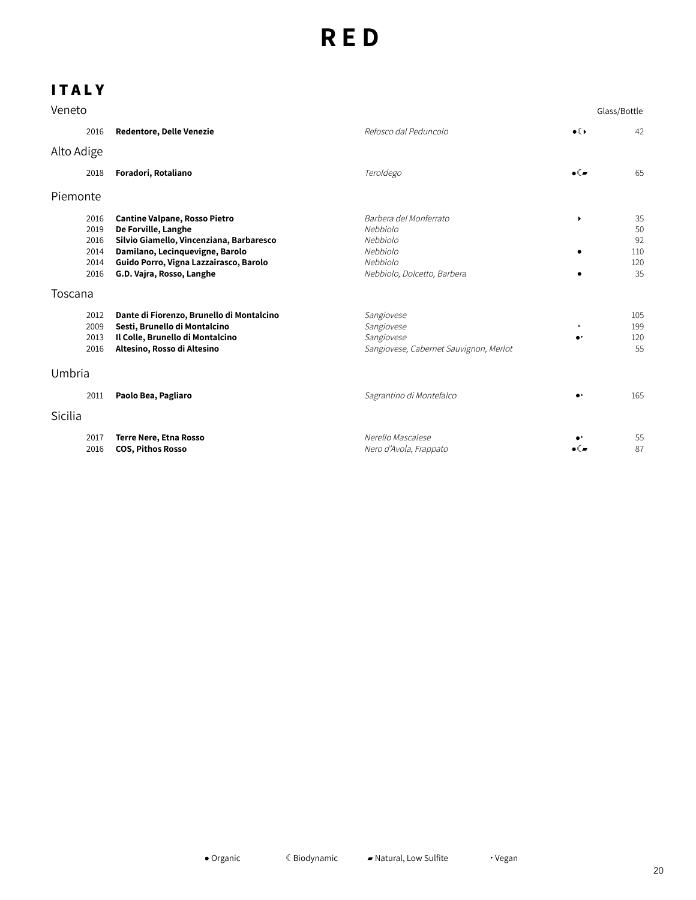# RED

## ITALY

### Veneto

| Vintage | Wine | Grape | | Glass/Bottle |
|---|---|---|---|---|
| 2016 | **Redentore, Delle Venezie** | *Refosco dal Peduncolo* | ●☾‣ | 42 |

### Alto Adige

| Vintage | Wine | Grape | | Glass/Bottle |
|---|---|---|---|---|
| 2018 | **Foradori, Rotaliano** | *Teroldego* | ●☾▰ | 65 |

### Piemonte

| Vintage | Wine | Grape | | Glass/Bottle |
|---|---|---|---|---|
| 2016 | **Cantine Valpane, Rosso Pietro** | *Barbera del Monferrato* | ‣ | 35 |
| 2019 | **De Forville, Langhe** | *Nebbiolo* | | 50 |
| 2016 | **Silvio Giamello, Vincenziana, Barbaresco** | *Nebbiolo* | | 92 |
| 2014 | **Damilano, Lecinquevigne, Barolo** | *Nebbiolo* | ● | 110 |
| 2014 | **Guido Porro, Vigna Lazzairasco, Barolo** | *Nebbiolo* | | 120 |
| 2016 | **G.D. Vajra, Rosso, Langhe** | *Nebbiolo, Dolcetto, Barbera* | ● | 35 |

### Toscana

| Vintage | Wine | Grape | | Glass/Bottle |
|---|---|---|---|---|
| 2012 | **Dante di Fiorenzo, Brunello di Montalcino** | *Sangiovese* | | 105 |
| 2009 | **Sesti, Brunello di Montalcino** | *Sangiovese* | ‣ | 199 |
| 2013 | **Il Colle, Brunello di Montalcino** | *Sangiovese* | ●‣ | 120 |
| 2016 | **Altesino, Rosso di Altesino** | *Sangiovese, Cabernet Sauvignon, Merlot* | | 55 |

### Umbria

| Vintage | Wine | Grape | | Glass/Bottle |
|---|---|---|---|---|
| 2011 | **Paolo Bea, Pagliaro** | *Sagrantino di Montefalco* | ●‣ | 165 |

### Sicilia

| Vintage | Wine | Grape | | Glass/Bottle |
|---|---|---|---|---|
| 2017 | **Terre Nere, Etna Rosso** | *Nerello Mascalese* | ●‣ | 55 |
| 2016 | **COS, Pithos Rosso** | *Nero d'Avola, Frappato* | ●☾▰ | 87 |

● Organic ☾ Biodynamic ▰ Natural, Low Sulfite ‣ Vegan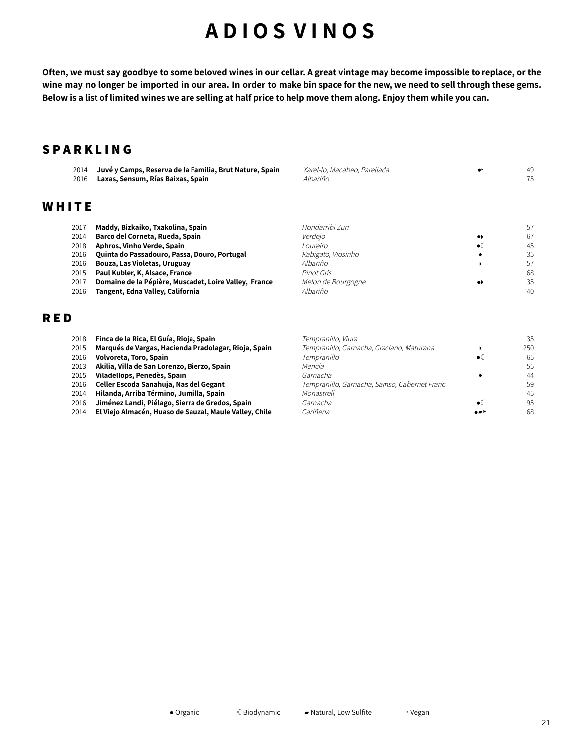# ADIOS VINOS

**Often, we must say goodbye to some beloved wines in our cellar. A great vintage may become impossible to replace, or the wine may no longer be imported in our area. In order to make bin space for the new, we need to sell through these gems. Below is a list of limited wines we are selling at half price to help move them along. Enjoy them while you can.**

## SPARKLING

| | | | | |
|---|---|---|---|---|
| 2014 | **Juvé y Camps, Reserva de la Familia, Brut Nature, Spain** | *Xarel-lo, Macabeo, Parellada* | ●‣ | 49 |
| 2016 | **Laxas, Sensum, Rías Baixas, Spain** | *Albariño* | | 75 |

## WHITE

| | | | | |
|---|---|---|---|---|
| 2017 | **Maddy, Bizkaiko, Txakolina, Spain** | *Hondarribi Zuri* | | 57 |
| 2014 | **Barco del Corneta, Rueda, Spain** | *Verdejo* | ●‣ | 67 |
| 2018 | **Aphros, Vinho Verde, Spain** | *Loureiro* | ●☾ | 45 |
| 2016 | **Quinta do Passadouro, Passa, Douro, Portugal** | *Rabigato, Viosinho* | ● | 35 |
| 2016 | **Bouza, Las Violetas, Uruguay** | *Albariño* | ‣ | 57 |
| 2015 | **Paul Kubler, K, Alsace, France** | *Pinot Gris* | | 68 |
| 2017 | **Domaine de la Pépière, Muscadet, Loire Valley, France** | *Melon de Bourgogne* | ●‣ | 35 |
| 2016 | **Tangent, Edna Valley, California** | *Albariño* | | 40 |

## RED

| | | | | |
|---|---|---|---|---|
| 2018 | **Finca de la Rica, El Guía, Rioja, Spain** | *Tempranillo, Viura* | | 35 |
| 2015 | **Marqués de Vargas, Hacienda Pradolagar, Rioja, Spain** | *Tempranillo, Garnacha, Graciano, Maturana* | ‣ | 250 |
| 2016 | **Volvoreta, Toro, Spain** | *Tempranillo* | ●☾ | 65 |
| 2013 | **Akilia, Villa de San Lorenzo, Bierzo, Spain** | *Mencía* | | 55 |
| 2015 | **Viladellops, Penedès, Spain** | *Garnacha* | ● | 44 |
| 2016 | **Celler Escoda Sanahuja, Nas del Gegant** | *Tempranillo, Garnacha, Samso, Cabernet Franc* | | 59 |
| 2014 | **Hilanda, Arriba Término, Jumilla, Spain** | *Monastrell* | | 45 |
| 2016 | **Jiménez Landi, Piélago, Sierra de Gredos, Spain** | *Garnacha* | ●☾ | 95 |
| 2014 | **El Viejo Almacén, Huaso de Sauzal, Maule Valley, Chile** | *Cariñena* | ●▰‣ | 68 |

● Organic ☾ Biodynamic ▰ Natural, Low Sulfite ‣ Vegan